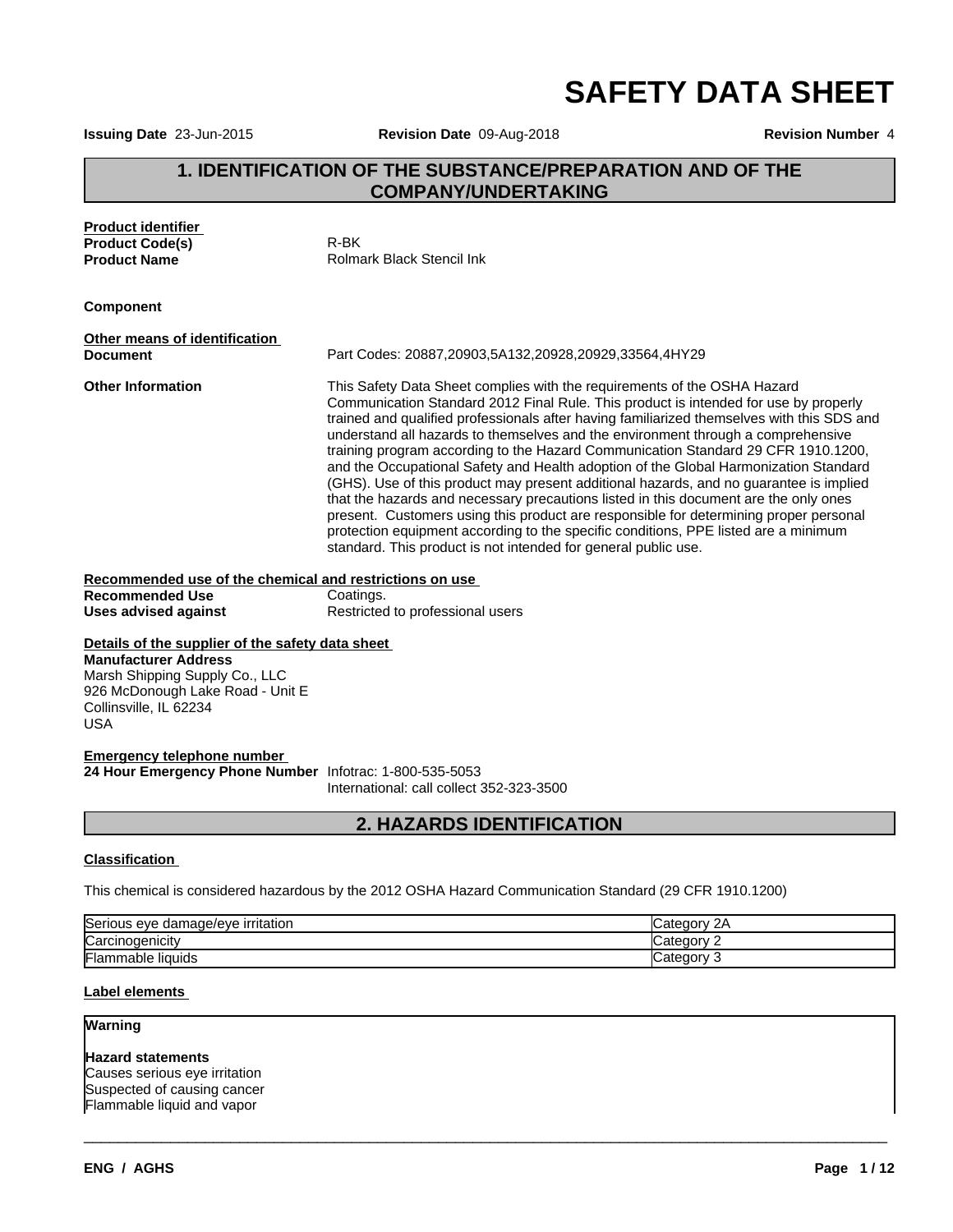# SAFETY DATA SHEET

**Issuing Date** 23-Jun-2015 **Revision Date** 09-Aug-2018 **Revision Number** 4

## 1. IDENTIFICATION OF THE SUBSTANCE/PREPARATION AND OF THE COMPANY/UNDERTAKING

**Product identifier**

**Product Code(s)** R-BK

**Product Name** Rolmark Black Stencil Ink

**Component**

**Other means of identification**

**Document** Part Codes: 20887,20903,5A132,20928,20929,33564,4HY29

**Other Information** This Safety Data Sheet complies with the requirements of the OSHA Hazard Communication Standard 2012 Final Rule. This product is intended for use by properly trained and qualified professionals after having familiarized themselves with this SDS and understand all hazards to themselves and the environment through a comprehensive training program according to the Hazard Communication Standard 29 CFR 1910.1200, and the Occupational Safety and Health adoption of the Global Harmonization Standard (GHS). Use of this product may present additional hazards, and no guarantee is implied that the hazards and necessary precautions listed in this document are the only ones present. Customers using this product are responsible for determining proper personal protection equipment according to the specific conditions, PPE listed are a minimum standard. This product is not intended for general public use.

**Recommended use of the chemical and restrictions on use**

**Recommended Use** Coatings.

**Uses advised against** Restricted to professional users

**Details of the supplier of the safety data sheet**

**Manufacturer Address**
Marsh Shipping Supply Co., LLC
926 McDonough Lake Road - Unit E
Collinsville, IL 62234
USA

**Emergency telephone number**

**24 Hour Emergency Phone Number** Infotrac: 1-800-535-5053
International: call collect 352-323-3500

## 2. HAZARDS IDENTIFICATION

**Classification**

This chemical is considered hazardous by the 2012 OSHA Hazard Communication Standard (29 CFR 1910.1200)

| | |
|---|---|
| Serious eye damage/eye irritation | Category 2A |
| Carcinogenicity | Category 2 |
| Flammable liquids | Category 3 |

**Label elements**

**Warning**

**Hazard statements**
Causes serious eye irritation
Suspected of causing cancer
Flammable liquid and vapor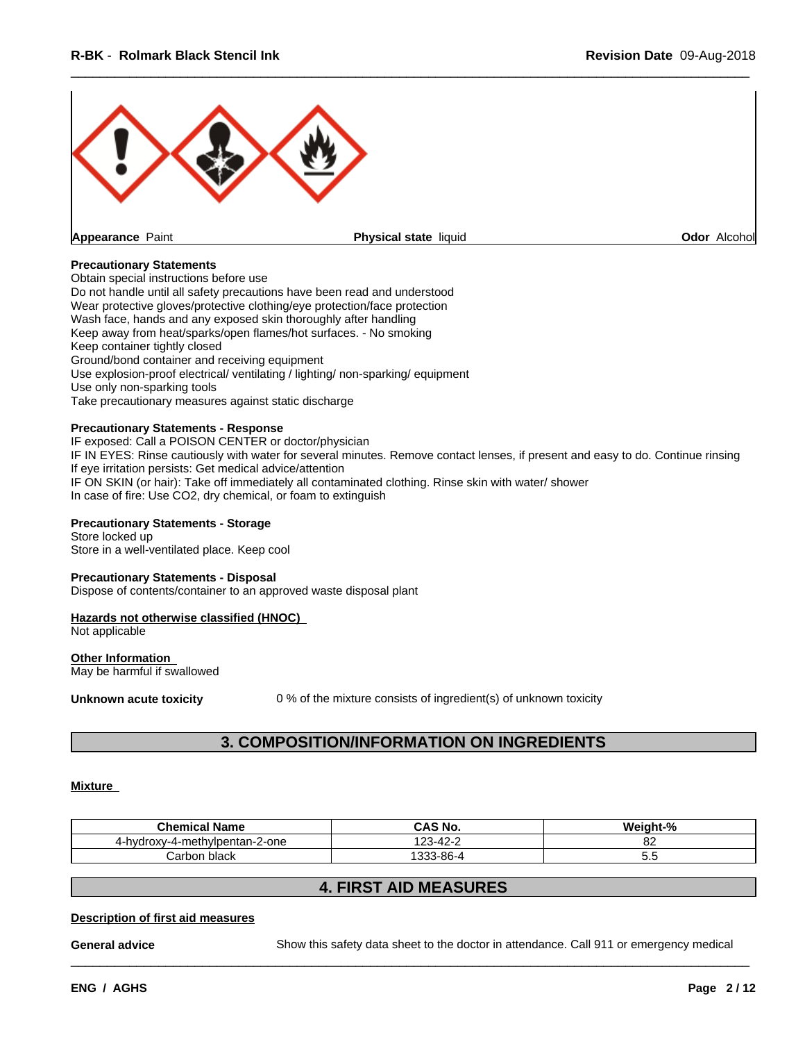**Appearance** Paint **Physical state** liquid **Odor** Alcohol

**Precautionary Statements**
Obtain special instructions before use
Do not handle until all safety precautions have been read and understood
Wear protective gloves/protective clothing/eye protection/face protection
Wash face, hands and any exposed skin thoroughly after handling
Keep away from heat/sparks/open flames/hot surfaces. - No smoking
Keep container tightly closed
Ground/bond container and receiving equipment
Use explosion-proof electrical/ ventilating / lighting/ non-sparking/ equipment
Use only non-sparking tools
Take precautionary measures against static discharge

**Precautionary Statements - Response**
IF exposed: Call a POISON CENTER or doctor/physician
IF IN EYES: Rinse cautiously with water for several minutes. Remove contact lenses, if present and easy to do. Continue rinsing
If eye irritation persists: Get medical advice/attention
IF ON SKIN (or hair): Take off immediately all contaminated clothing. Rinse skin with water/ shower
In case of fire: Use CO2, dry chemical, or foam to extinguish

**Precautionary Statements - Storage**
Store locked up
Store in a well-ventilated place. Keep cool

**Precautionary Statements - Disposal**
Dispose of contents/container to an approved waste disposal plant

**Hazards not otherwise classified (HNOC)**
Not applicable

**Other Information**
May be harmful if swallowed

**Unknown acute toxicity** 0 % of the mixture consists of ingredient(s) of unknown toxicity

## 3. COMPOSITION/INFORMATION ON INGREDIENTS

**Mixture**

| Chemical Name | CAS No. | Weight-% |
|---|---|---|
| 4-hydroxy-4-methylpentan-2-one | 123-42-2 | 82 |
| Carbon black | 1333-86-4 | 5.5 |

## 4. FIRST AID MEASURES

**Description of first aid measures**

**General advice** Show this safety data sheet to the doctor in attendance. Call 911 or emergency medical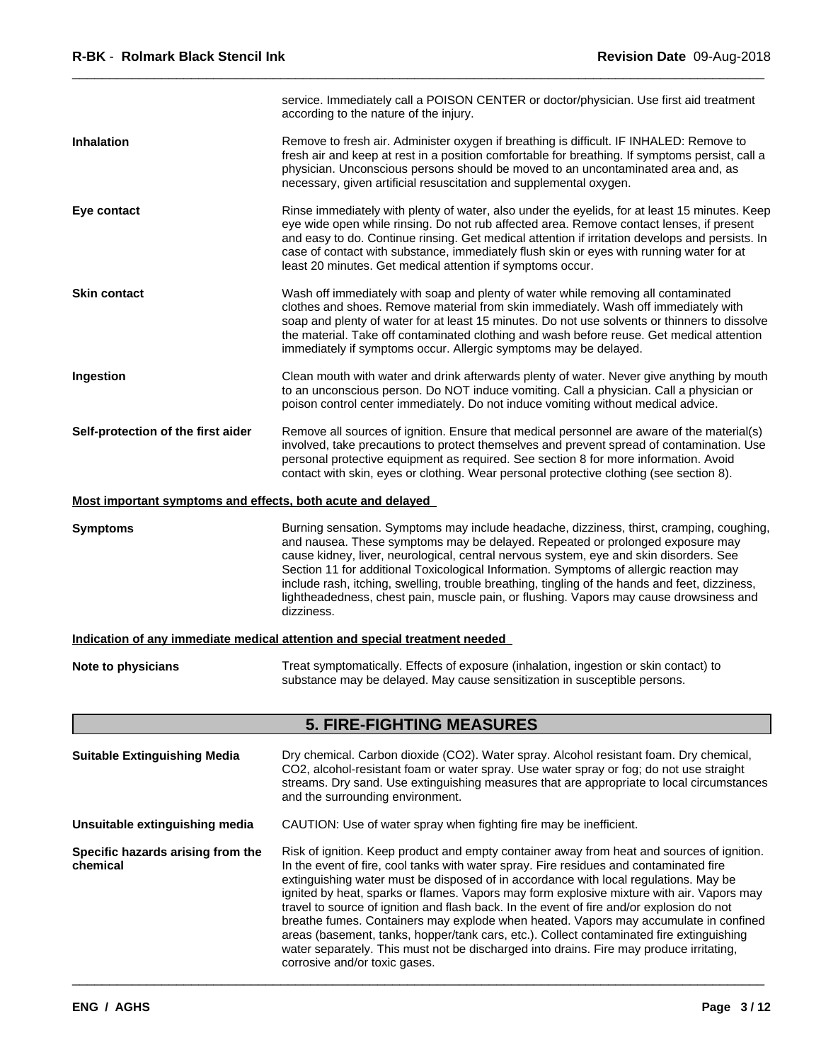service. Immediately call a POISON CENTER or doctor/physician. Use first aid treatment according to the nature of the injury.

**Inhalation**

Remove to fresh air. Administer oxygen if breathing is difficult. IF INHALED: Remove to fresh air and keep at rest in a position comfortable for breathing. If symptoms persist, call a physician. Unconscious persons should be moved to an uncontaminated area and, as necessary, given artificial resuscitation and supplemental oxygen.

**Eye contact**

Rinse immediately with plenty of water, also under the eyelids, for at least 15 minutes. Keep eye wide open while rinsing. Do not rub affected area. Remove contact lenses, if present and easy to do. Continue rinsing. Get medical attention if irritation develops and persists. In case of contact with substance, immediately flush skin or eyes with running water for at least 20 minutes. Get medical attention if symptoms occur.

**Skin contact**

Wash off immediately with soap and plenty of water while removing all contaminated clothes and shoes. Remove material from skin immediately. Wash off immediately with soap and plenty of water for at least 15 minutes. Do not use solvents or thinners to dissolve the material. Take off contaminated clothing and wash before reuse. Get medical attention immediately if symptoms occur. Allergic symptoms may be delayed.

**Ingestion**

Clean mouth with water and drink afterwards plenty of water. Never give anything by mouth to an unconscious person. Do NOT induce vomiting. Call a physician. Call a physician or poison control center immediately. Do not induce vomiting without medical advice.

**Self-protection of the first aider**

Remove all sources of ignition. Ensure that medical personnel are aware of the material(s) involved, take precautions to protect themselves and prevent spread of contamination. Use personal protective equipment as required. See section 8 for more information. Avoid contact with skin, eyes or clothing. Wear personal protective clothing (see section 8).

**Most important symptoms and effects, both acute and delayed**

**Symptoms**

Burning sensation. Symptoms may include headache, dizziness, thirst, cramping, coughing, and nausea. These symptoms may be delayed. Repeated or prolonged exposure may cause kidney, liver, neurological, central nervous system, eye and skin disorders. See Section 11 for additional Toxicological Information. Symptoms of allergic reaction may include rash, itching, swelling, trouble breathing, tingling of the hands and feet, dizziness, lightheadedness, chest pain, muscle pain, or flushing. Vapors may cause drowsiness and dizziness.

**Indication of any immediate medical attention and special treatment needed**

**Note to physicians**

Treat symptomatically. Effects of exposure (inhalation, ingestion or skin contact) to substance may be delayed. May cause sensitization in susceptible persons.

## 5. FIRE-FIGHTING MEASURES

**Suitable Extinguishing Media**

Dry chemical. Carbon dioxide ($CO_2$). Water spray. Alcohol resistant foam. Dry chemical, $CO_2$, alcohol-resistant foam or water spray. Use water spray or fog; do not use straight streams. Dry sand. Use extinguishing measures that are appropriate to local circumstances and the surrounding environment.

**Unsuitable extinguishing media**

CAUTION: Use of water spray when fighting fire may be inefficient.

**Specific hazards arising from the chemical**

Risk of ignition. Keep product and empty container away from heat and sources of ignition. In the event of fire, cool tanks with water spray. Fire residues and contaminated fire extinguishing water must be disposed of in accordance with local regulations. May be ignited by heat, sparks or flames. Vapors may form explosive mixture with air. Vapors may travel to source of ignition and flash back. In the event of fire and/or explosion do not breathe fumes. Containers may explode when heated. Vapors may accumulate in confined areas (basement, tanks, hopper/tank cars, etc.). Collect contaminated fire extinguishing water separately. This must not be discharged into drains. Fire may produce irritating, corrosive and/or toxic gases.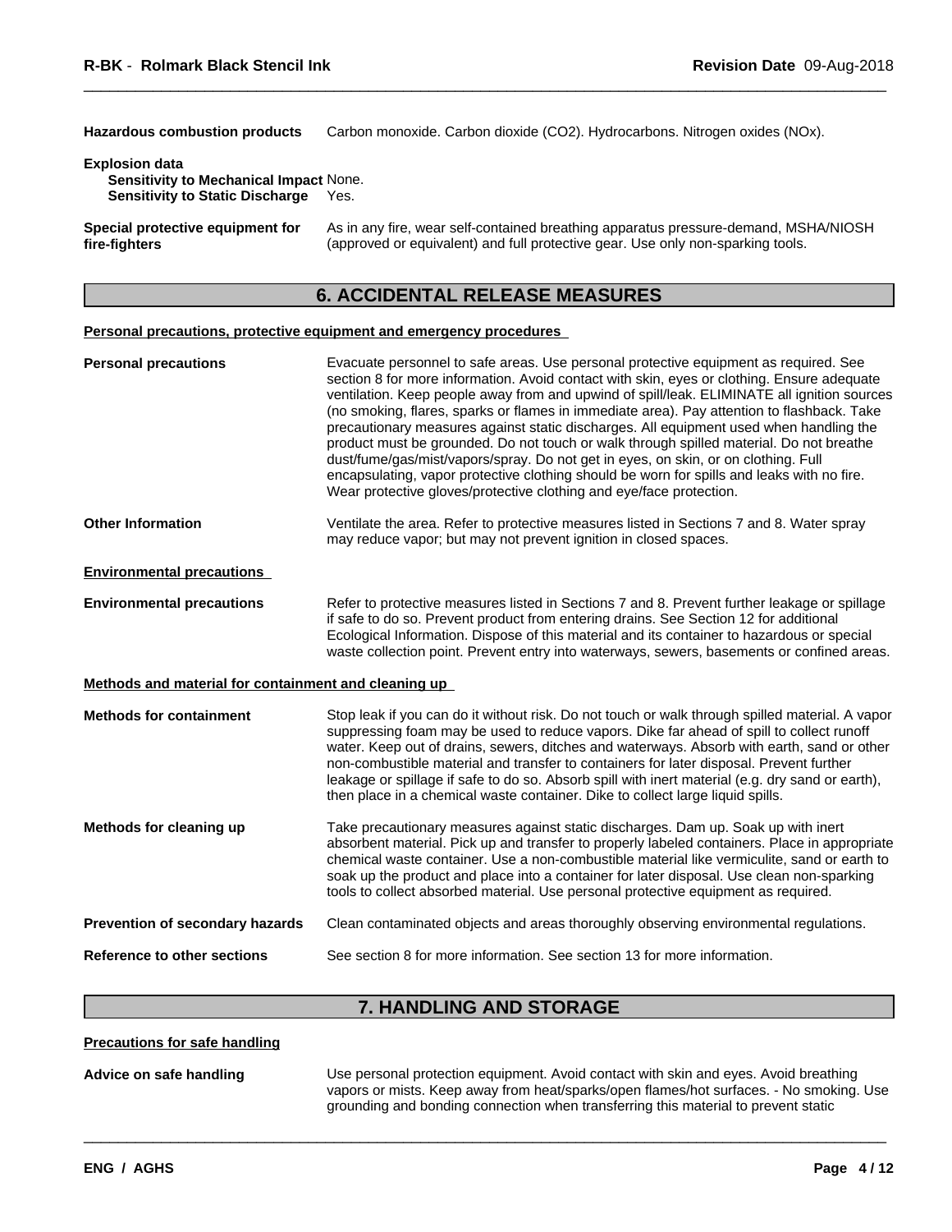**Hazardous combustion products** Carbon monoxide. Carbon dioxide ($CO_2$). Hydrocarbons. Nitrogen oxides (NOx).

**Explosion data**

**Sensitivity to Mechanical Impact** None.

**Sensitivity to Static Discharge** Yes.

**Special protective equipment for fire-fighters** As in any fire, wear self-contained breathing apparatus pressure-demand, MSHA/NIOSH (approved or equivalent) and full protective gear. Use only non-sparking tools.

## 6. ACCIDENTAL RELEASE MEASURES

### Personal precautions, protective equipment and emergency procedures

**Personal precautions** Evacuate personnel to safe areas. Use personal protective equipment as required. See section 8 for more information. Avoid contact with skin, eyes or clothing. Ensure adequate ventilation. Keep people away from and upwind of spill/leak. ELIMINATE all ignition sources (no smoking, flares, sparks or flames in immediate area). Pay attention to flashback. Take precautionary measures against static discharges. All equipment used when handling the product must be grounded. Do not touch or walk through spilled material. Do not breathe dust/fume/gas/mist/vapors/spray. Do not get in eyes, on skin, or on clothing. Full encapsulating, vapor protective clothing should be worn for spills and leaks with no fire. Wear protective gloves/protective clothing and eye/face protection.

**Other Information** Ventilate the area. Refer to protective measures listed in Sections 7 and 8. Water spray may reduce vapor; but may not prevent ignition in closed spaces.

### Environmental precautions

**Environmental precautions** Refer to protective measures listed in Sections 7 and 8. Prevent further leakage or spillage if safe to do so. Prevent product from entering drains. See Section 12 for additional Ecological Information. Dispose of this material and its container to hazardous or special waste collection point. Prevent entry into waterways, sewers, basements or confined areas.

### Methods and material for containment and cleaning up

**Methods for containment** Stop leak if you can do it without risk. Do not touch or walk through spilled material. A vapor suppressing foam may be used to reduce vapors. Dike far ahead of spill to collect runoff water. Keep out of drains, sewers, ditches and waterways. Absorb with earth, sand or other non-combustible material and transfer to containers for later disposal. Prevent further leakage or spillage if safe to do so. Absorb spill with inert material (e.g. dry sand or earth), then place in a chemical waste container. Dike to collect large liquid spills.

**Methods for cleaning up** Take precautionary measures against static discharges. Dam up. Soak up with inert absorbent material. Pick up and transfer to properly labeled containers. Place in appropriate chemical waste container. Use a non-combustible material like vermiculite, sand or earth to soak up the product and place into a container for later disposal. Use clean non-sparking tools to collect absorbed material. Use personal protective equipment as required.

**Prevention of secondary hazards** Clean contaminated objects and areas thoroughly observing environmental regulations.

**Reference to other sections** See section 8 for more information. See section 13 for more information.

## 7. HANDLING AND STORAGE

### Precautions for safe handling

**Advice on safe handling** Use personal protection equipment. Avoid contact with skin and eyes. Avoid breathing vapors or mists. Keep away from heat/sparks/open flames/hot surfaces. - No smoking. Use grounding and bonding connection when transferring this material to prevent static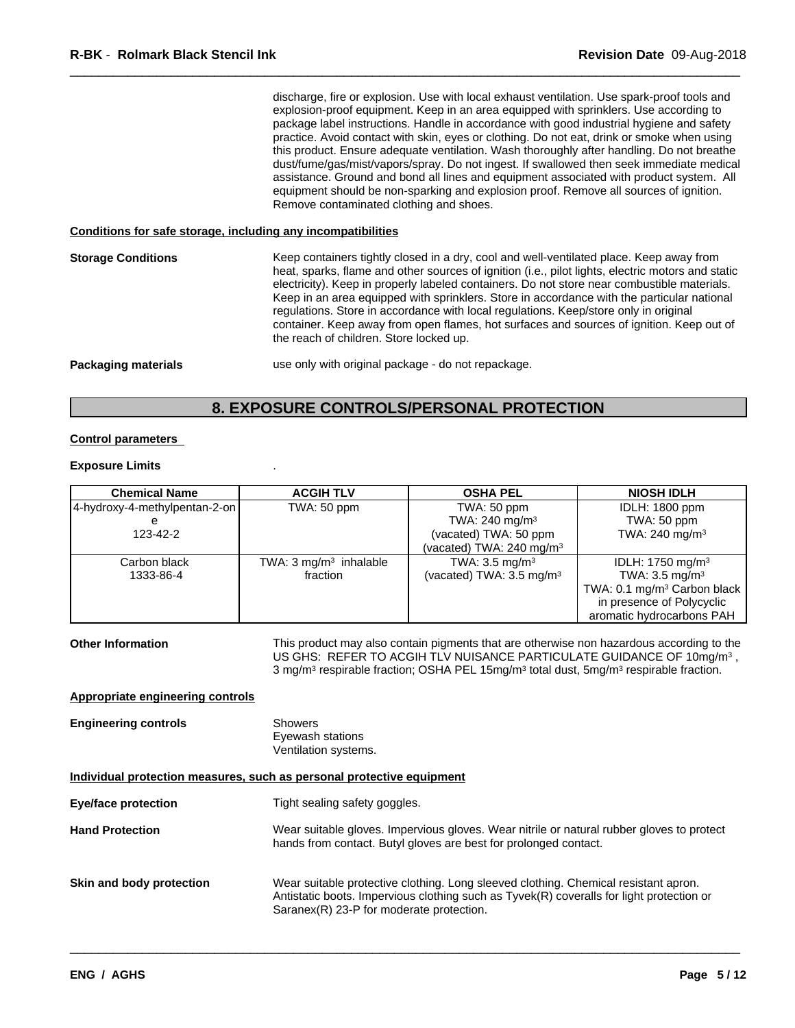discharge, fire or explosion. Use with local exhaust ventilation. Use spark-proof tools and explosion-proof equipment. Keep in an area equipped with sprinklers. Use according to package label instructions. Handle in accordance with good industrial hygiene and safety practice. Avoid contact with skin, eyes or clothing. Do not eat, drink or smoke when using this product. Ensure adequate ventilation. Wash thoroughly after handling. Do not breathe dust/fume/gas/mist/vapors/spray. Do not ingest. If swallowed then seek immediate medical assistance. Ground and bond all lines and equipment associated with product system. All equipment should be non-sparking and explosion proof. Remove all sources of ignition. Remove contaminated clothing and shoes.

**Conditions for safe storage, including any incompatibilities**

**Storage Conditions**

Keep containers tightly closed in a dry, cool and well-ventilated place. Keep away from heat, sparks, flame and other sources of ignition (i.e., pilot lights, electric motors and static electricity). Keep in properly labeled containers. Do not store near combustible materials. Keep in an area equipped with sprinklers. Store in accordance with the particular national regulations. Store in accordance with local regulations. Keep/store only in original container. Keep away from open flames, hot surfaces and sources of ignition. Keep out of the reach of children. Store locked up.

**Packaging materials**

use only with original package - do not repackage.

## 8. EXPOSURE CONTROLS/PERSONAL PROTECTION

**Control parameters**

**Exposure Limits** .

| Chemical Name | ACGIH TLV | OSHA PEL | NIOSH IDLH |
|---|---|---|---|
| 4-hydroxy-4-methylpentan-2-one<br>123-42-2 | TWA: 50 ppm | TWA: 50 ppm<br>TWA: 240 mg/m³<br>(vacated) TWA: 50 ppm<br>(vacated) TWA: 240 mg/m³ | IDLH: 1800 ppm<br>TWA: 50 ppm<br>TWA: 240 mg/m³ |
| Carbon black<br>1333-86-4 | TWA: 3 mg/m³ inhalable fraction | TWA: 3.5 mg/m³<br>(vacated) TWA: 3.5 mg/m³ | IDLH: 1750 mg/m³<br>TWA: 3.5 mg/m³<br>TWA: 0.1 mg/m³ Carbon black in presence of Polycyclic aromatic hydrocarbons PAH |

**Other Information**

This product may also contain pigments that are otherwise non hazardous according to the US GHS: REFER TO ACGIH TLV NUISANCE PARTICULATE GUIDANCE OF 10mg/m³ , 3 mg/m³ respirable fraction; OSHA PEL 15mg/m³ total dust, 5mg/m³ respirable fraction.

**Appropriate engineering controls**

**Engineering controls**

Showers
Eyewash stations
Ventilation systems.

**Individual protection measures, such as personal protective equipment**

**Eye/face protection**

Tight sealing safety goggles.

**Hand Protection**

Wear suitable gloves. Impervious gloves. Wear nitrile or natural rubber gloves to protect hands from contact. Butyl gloves are best for prolonged contact.

**Skin and body protection**

Wear suitable protective clothing. Long sleeved clothing. Chemical resistant apron. Antistatic boots. Impervious clothing such as Tyvek(R) coveralls for light protection or Saranex(R) 23-P for moderate protection.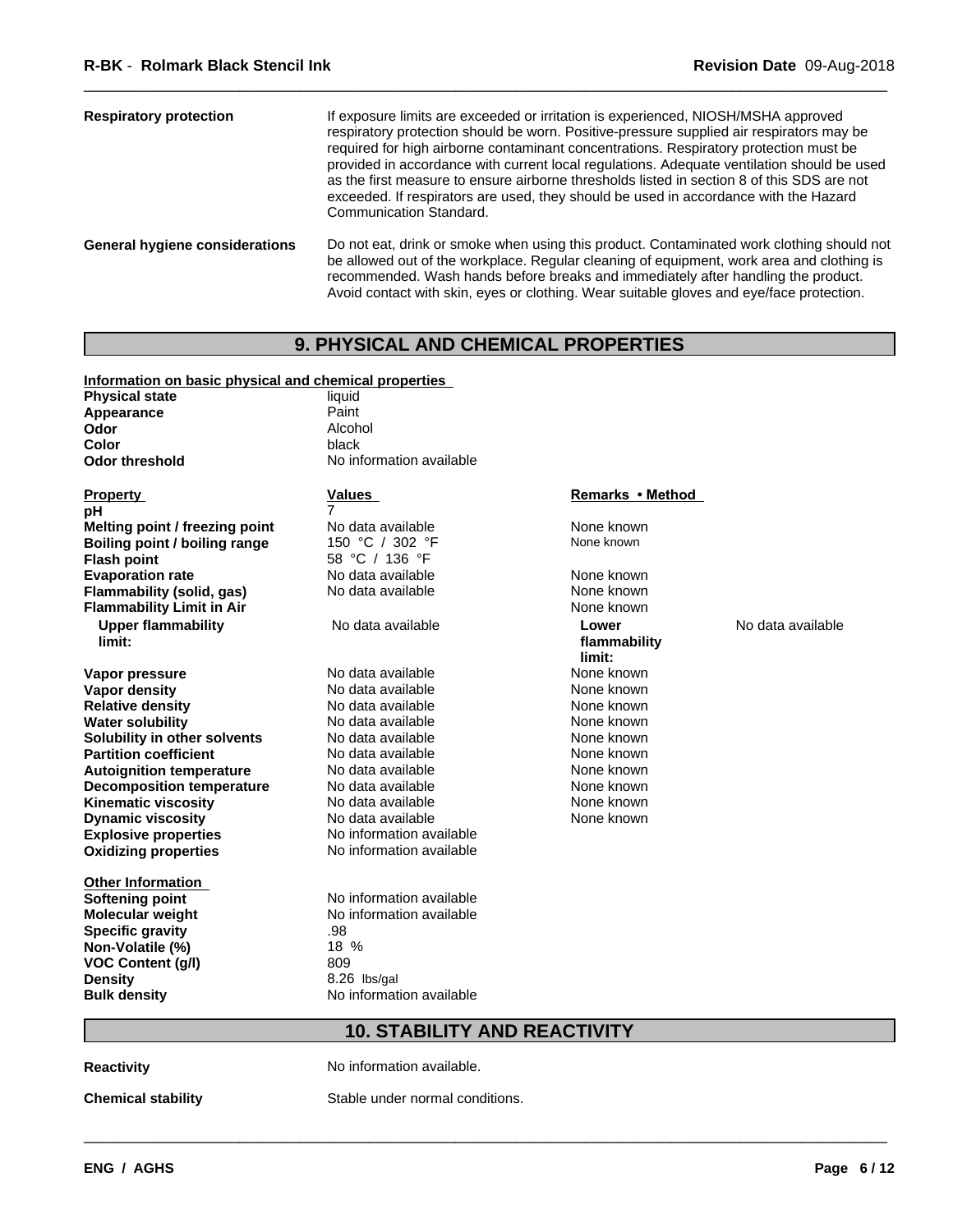| | |
|---|---|
| **Respiratory protection** | If exposure limits are exceeded or irritation is experienced, NIOSH/MSHA approved respiratory protection should be worn. Positive-pressure supplied air respirators may be required for high airborne contaminant concentrations. Respiratory protection must be provided in accordance with current local regulations. Adequate ventilation should be used as the first measure to ensure airborne thresholds listed in section 8 of this SDS are not exceeded. If respirators are used, they should be used in accordance with the Hazard Communication Standard. |
| **General hygiene considerations** | Do not eat, drink or smoke when using this product. Contaminated work clothing should not be allowed out of the workplace. Regular cleaning of equipment, work area and clothing is recommended. Wash hands before breaks and immediately after handling the product. Avoid contact with skin, eyes or clothing. Wear suitable gloves and eye/face protection. |

## 9. PHYSICAL AND CHEMICAL PROPERTIES

**Information on basic physical and chemical properties**

| | |
|---|---|
| **Physical state** | liquid |
| **Appearance** | Paint |
| **Odor** | Alcohol |
| **Color** | black |
| **Odor threshold** | No information available |

| **Property** | **Values** | **Remarks • Method** | |
|---|---|---|---|
| **pH** | 7 | | |
| **Melting point / freezing point** | No data available | None known | |
| **Boiling point / boiling range** | 150 °C / 302 °F | None known | |
| **Flash point** | 58 °C / 136 °F | | |
| **Evaporation rate** | No data available | None known | |
| **Flammability (solid, gas)** | No data available | None known | |
| **Flammability Limit in Air** | | None known | |
| **Upper flammability limit:** | No data available | **Lower flammability limit:** | No data available |
| **Vapor pressure** | No data available | None known | |
| **Vapor density** | No data available | None known | |
| **Relative density** | No data available | None known | |
| **Water solubility** | No data available | None known | |
| **Solubility in other solvents** | No data available | None known | |
| **Partition coefficient** | No data available | None known | |
| **Autoignition temperature** | No data available | None known | |
| **Decomposition temperature** | No data available | None known | |
| **Kinematic viscosity** | No data available | None known | |
| **Dynamic viscosity** | No data available | None known | |
| **Explosive properties** | No information available | | |
| **Oxidizing properties** | No information available | | |

**Other Information**

| | |
|---|---|
| **Softening point** | No information available |
| **Molecular weight** | No information available |
| **Specific gravity** | .98 |
| **Non-Volatile (%)** | 18 % |
| **VOC Content (g/l)** | 809 |
| **Density** | 8.26 lbs/gal |
| **Bulk density** | No information available |

## 10. STABILITY AND REACTIVITY

| | |
|---|---|
| **Reactivity** | No information available. |
| **Chemical stability** | Stable under normal conditions. |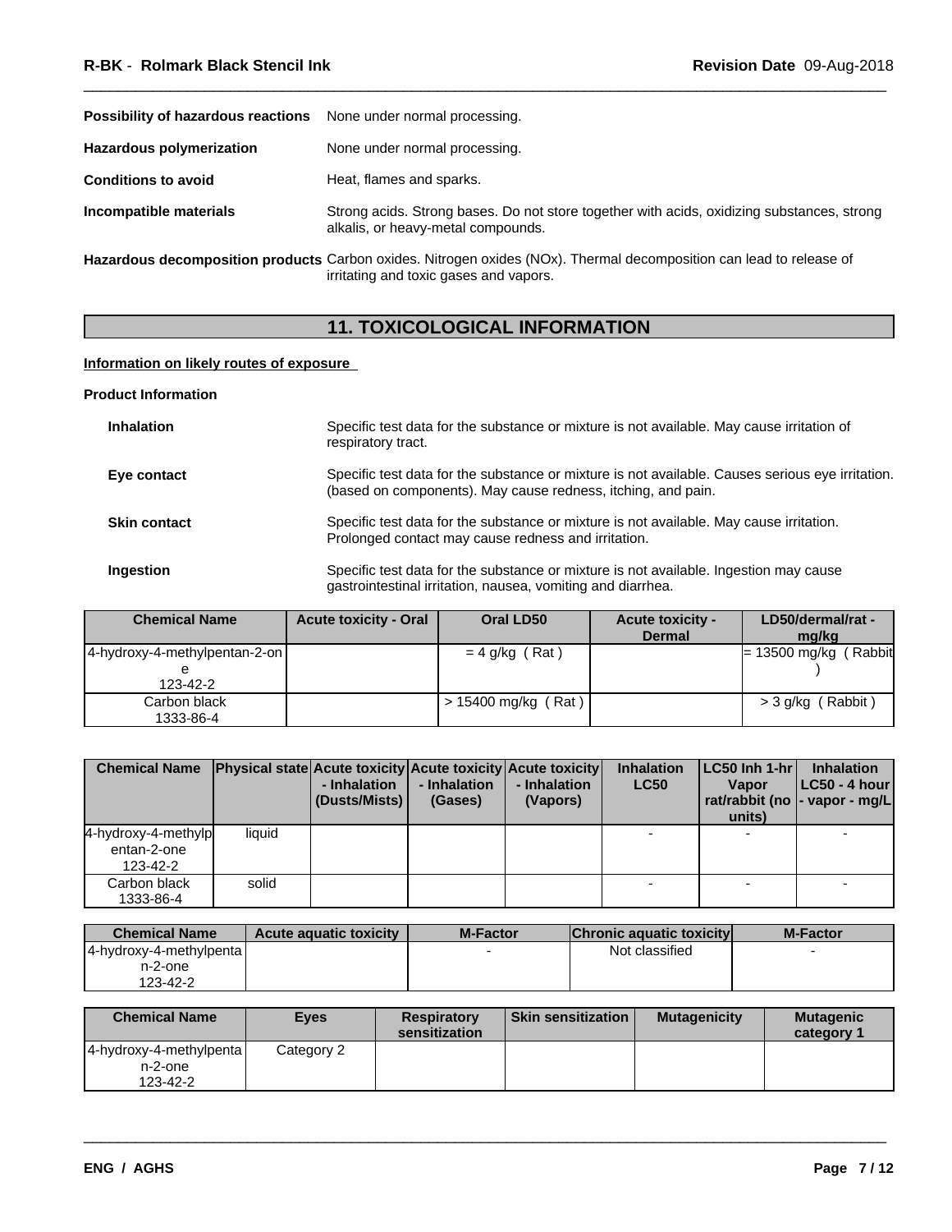**Possibility of hazardous reactions** None under normal processing.

**Hazardous polymerization** None under normal processing.

**Conditions to avoid** Heat, flames and sparks.

**Incompatible materials** Strong acids. Strong bases. Do not store together with acids, oxidizing substances, strong alkalis, or heavy-metal compounds.

**Hazardous decomposition products** Carbon oxides. Nitrogen oxides (NOx). Thermal decomposition can lead to release of irritating and toxic gases and vapors.

## 11. TOXICOLOGICAL INFORMATION

**Information on likely routes of exposure**

**Product Information**

**Inhalation** Specific test data for the substance or mixture is not available. May cause irritation of respiratory tract.

**Eye contact** Specific test data for the substance or mixture is not available. Causes serious eye irritation. (based on components). May cause redness, itching, and pain.

**Skin contact** Specific test data for the substance or mixture is not available. May cause irritation. Prolonged contact may cause redness and irritation.

**Ingestion** Specific test data for the substance or mixture is not available. Ingestion may cause gastrointestinal irritation, nausea, vomiting and diarrhea.

| Chemical Name | Acute toxicity - Oral | Oral LD50 | Acute toxicity - Dermal | LD50/dermal/rat - mg/kg |
|---|---|---|---|---|
| 4-hydroxy-4-methylpentan-2-one 123-42-2 | | = 4 g/kg ( Rat ) | | = 13500 mg/kg ( Rabbit ) |
| Carbon black 1333-86-4 | | > 15400 mg/kg ( Rat ) | | > 3 g/kg ( Rabbit ) |

| Chemical Name | Physical state | Acute toxicity - Inhalation (Dusts/Mists) | Acute toxicity - Inhalation (Gases) | Acute toxicity - Inhalation (Vapors) | Inhalation LC50 | LC50 Inh 1-hr Vapor rat/rabbit (no units) | Inhalation LC50 - 4 hour - vapor - mg/L |
|---|---|---|---|---|---|---|---|
| 4-hydroxy-4-methylpentan-2-one 123-42-2 | liquid | | | | - | - | - |
| Carbon black 1333-86-4 | solid | | | | - | - | - |

| Chemical Name | Acute aquatic toxicity | M-Factor | Chronic aquatic toxicity | M-Factor |
|---|---|---|---|---|
| 4-hydroxy-4-methylpentan-2-one 123-42-2 | | - | Not classified | - |

| Chemical Name | Eyes | Respiratory sensitization | Skin sensitization | Mutagenicity | Mutagenic category 1 |
|---|---|---|---|---|---|
| 4-hydroxy-4-methylpentan-2-one 123-42-2 | Category 2 | | | | |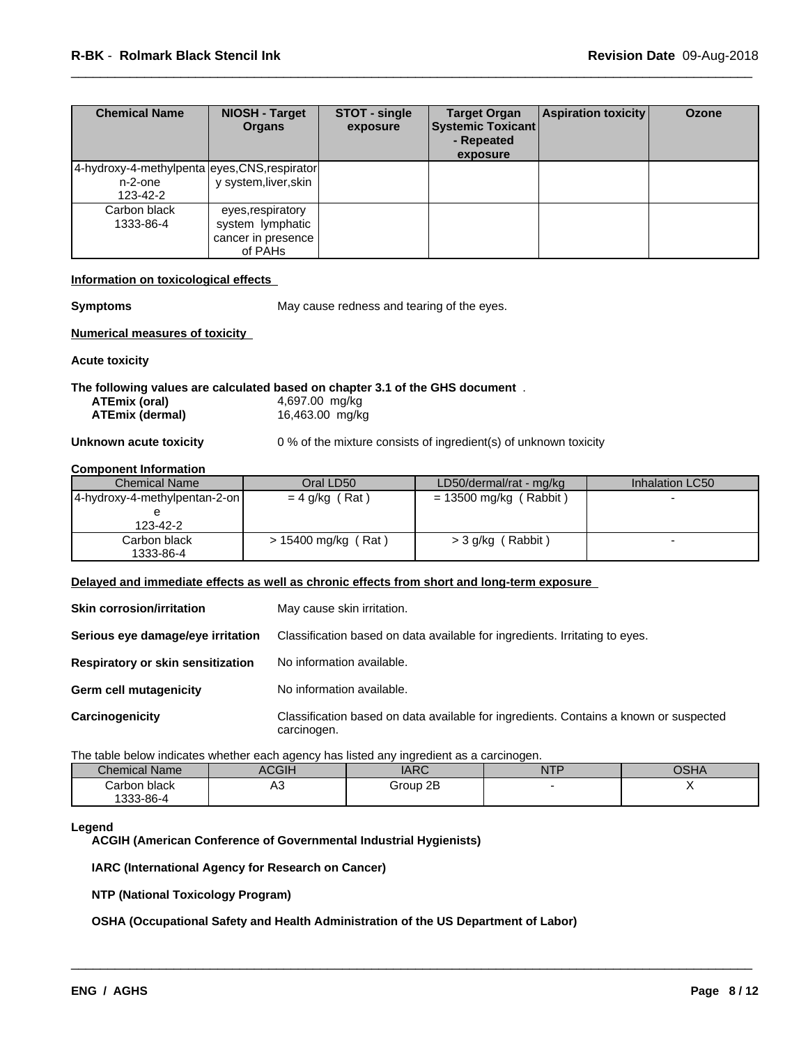| Chemical Name | NIOSH - Target Organs | STOT - single exposure | Target Organ Systemic Toxicant - Repeated exposure | Aspiration toxicity | Ozone |
|---|---|---|---|---|---|
| 4-hydroxy-4-methylpentan-2-one 123-42-2 | eyes,CNS,respiratory system,liver,skin | | | | |
| Carbon black 1333-86-4 | eyes,respiratory system lymphatic cancer in presence of PAHs | | | | |

**Information on toxicological effects**

**Symptoms** May cause redness and tearing of the eyes.

**Numerical measures of toxicity**

**Acute toxicity**

**The following values are calculated based on chapter 3.1 of the GHS document** .

**ATEmix (oral)** 4,697.00 mg/kg
**ATEmix (dermal)** 16,463.00 mg/kg

**Unknown acute toxicity** 0 % of the mixture consists of ingredient(s) of unknown toxicity

**Component Information**

| Chemical Name | Oral LD50 | LD50/dermal/rat - mg/kg | Inhalation LC50 |
|---|---|---|---|
| 4-hydroxy-4-methylpentan-2-one 123-42-2 | = 4 g/kg ( Rat ) | = 13500 mg/kg ( Rabbit ) | - |
| Carbon black 1333-86-4 | > 15400 mg/kg ( Rat ) | > 3 g/kg ( Rabbit ) | - |

**Delayed and immediate effects as well as chronic effects from short and long-term exposure**

**Skin corrosion/irritation** May cause skin irritation.

**Serious eye damage/eye irritation** Classification based on data available for ingredients. Irritating to eyes.

**Respiratory or skin sensitization** No information available.

**Germ cell mutagenicity** No information available.

**Carcinogenicity** Classification based on data available for ingredients. Contains a known or suspected carcinogen.

The table below indicates whether each agency has listed any ingredient as a carcinogen.

| Chemical Name | ACGIH | IARC | NTP | OSHA |
|---|---|---|---|---|
| Carbon black 1333-86-4 | A3 | Group 2B | - | X |

**Legend**

**ACGIH (American Conference of Governmental Industrial Hygienists)**

**IARC (International Agency for Research on Cancer)**

**NTP (National Toxicology Program)**

**OSHA (Occupational Safety and Health Administration of the US Department of Labor)**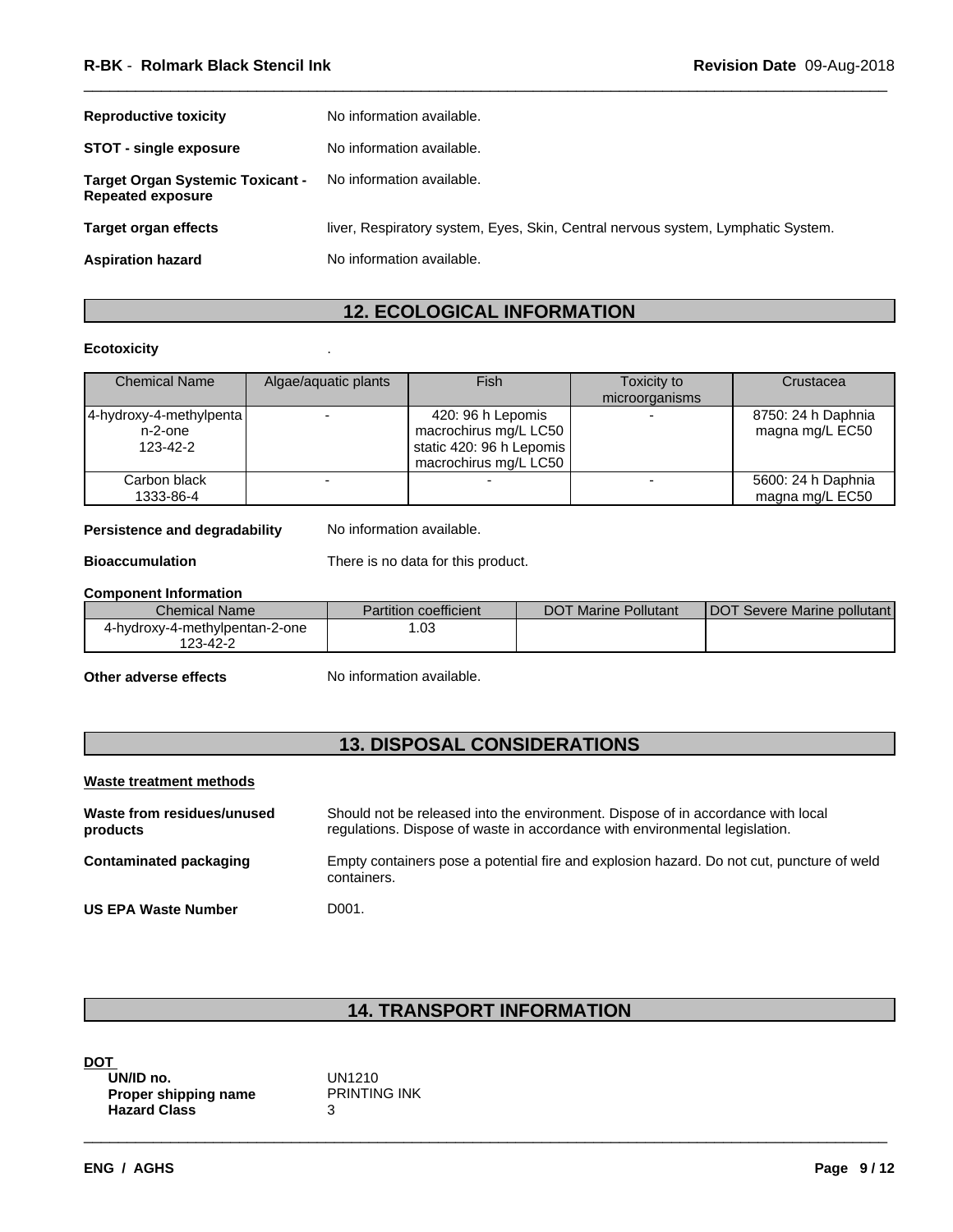**Reproductive toxicity** No information available.

**STOT - single exposure** No information available.

**Target Organ Systemic Toxicant - Repeated exposure** No information available.

**Target organ effects** liver, Respiratory system, Eyes, Skin, Central nervous system, Lymphatic System.

**Aspiration hazard** No information available.

## 12. ECOLOGICAL INFORMATION

**Ecotoxicity** .

| Chemical Name | Algae/aquatic plants | Fish | Toxicity to microorganisms | Crustacea |
|---|---|---|---|---|
| 4-hydroxy-4-methylpentan-2-one 123-42-2 | - | 420: 96 h Lepomis macrochirus mg/L LC50 static 420: 96 h Lepomis macrochirus mg/L LC50 | - | 8750: 24 h Daphnia magna mg/L EC50 |
| Carbon black 1333-86-4 | - | - | - | 5600: 24 h Daphnia magna mg/L EC50 |

**Persistence and degradability** No information available.

**Bioaccumulation** There is no data for this product.

**Component Information**

| Chemical Name | Partition coefficient | DOT Marine Pollutant | DOT Severe Marine pollutant |
|---|---|---|---|
| 4-hydroxy-4-methylpentan-2-one 123-42-2 | 1.03 | | |

**Other adverse effects** No information available.

## 13. DISPOSAL CONSIDERATIONS

**Waste treatment methods**

**Waste from residues/unused products** Should not be released into the environment. Dispose of in accordance with local regulations. Dispose of waste in accordance with environmental legislation.

**Contaminated packaging** Empty containers pose a potential fire and explosion hazard. Do not cut, puncture of weld containers.

**US EPA Waste Number** D001.

## 14. TRANSPORT INFORMATION

**DOT**

**UN/ID no.** UN1210
**Proper shipping name** PRINTING INK
**Hazard Class** 3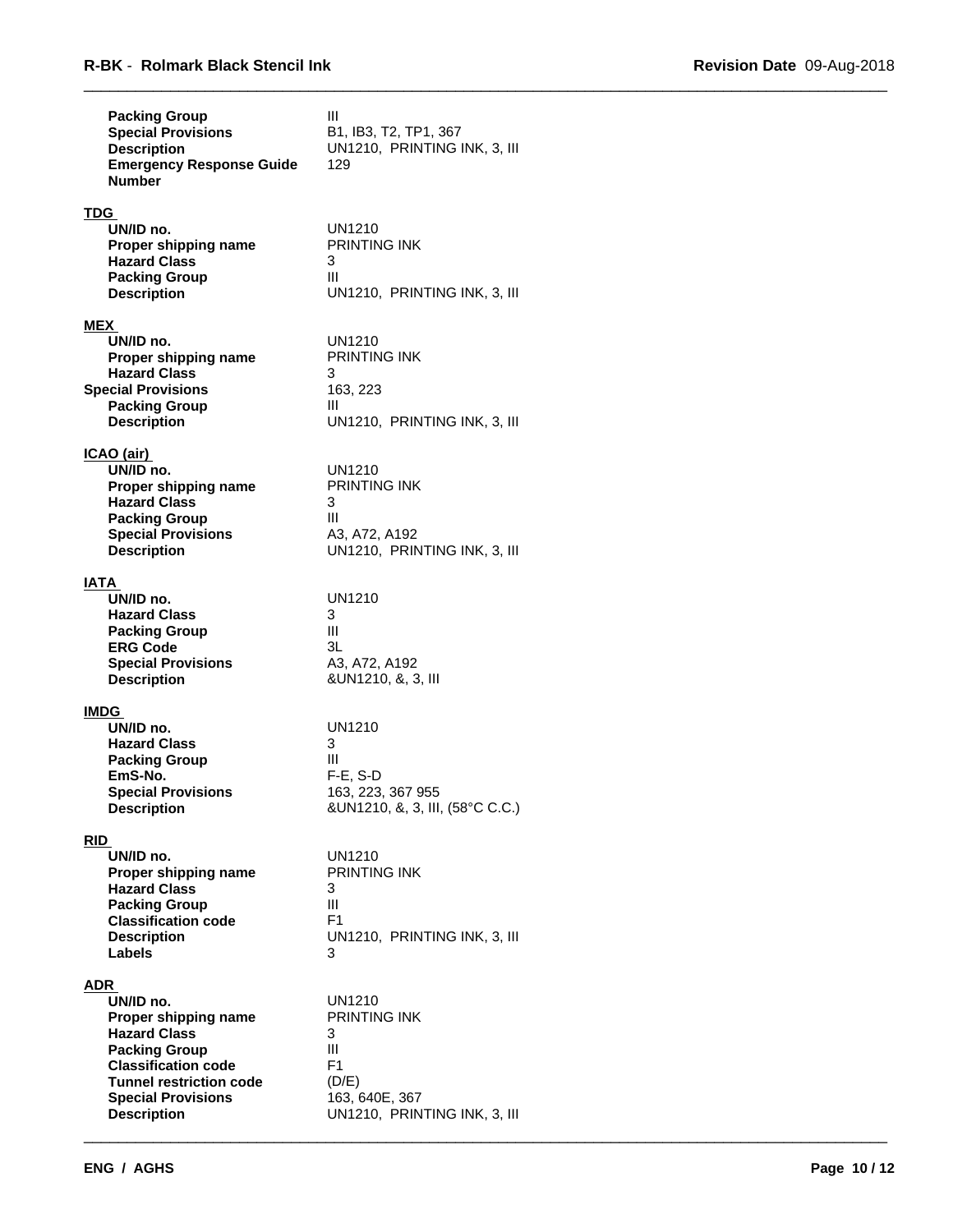| | |
|---|---|
| **Packing Group** | III |
| **Special Provisions** | B1, IB3, T2, TP1, 367 |
| **Description** | UN1210, PRINTING INK, 3, III |
| **Emergency Response Guide Number** | 129 |

**TDG**

| | |
|---|---|
| **UN/ID no.** | UN1210 |
| **Proper shipping name** | PRINTING INK |
| **Hazard Class** | 3 |
| **Packing Group** | III |
| **Description** | UN1210, PRINTING INK, 3, III |

**MEX**

| | |
|---|---|
| **UN/ID no.** | UN1210 |
| **Proper shipping name** | PRINTING INK |
| **Hazard Class** | 3 |
| **Special Provisions** | 163, 223 |
| **Packing Group** | III |
| **Description** | UN1210, PRINTING INK, 3, III |

**ICAO (air)**

| | |
|---|---|
| **UN/ID no.** | UN1210 |
| **Proper shipping name** | PRINTING INK |
| **Hazard Class** | 3 |
| **Packing Group** | III |
| **Special Provisions** | A3, A72, A192 |
| **Description** | UN1210, PRINTING INK, 3, III |

**IATA**

| | |
|---|---|
| **UN/ID no.** | UN1210 |
| **Hazard Class** | 3 |
| **Packing Group** | III |
| **ERG Code** | 3L |
| **Special Provisions** | A3, A72, A192 |
| **Description** | &UN1210, &, 3, III |

**IMDG**

| | |
|---|---|
| **UN/ID no.** | UN1210 |
| **Hazard Class** | 3 |
| **Packing Group** | III |
| **EmS-No.** | F-E, S-D |
| **Special Provisions** | 163, 223, 367 955 |
| **Description** | &UN1210, &, 3, III, (58°C C.C.) |

**RID**

| | |
|---|---|
| **UN/ID no.** | UN1210 |
| **Proper shipping name** | PRINTING INK |
| **Hazard Class** | 3 |
| **Packing Group** | III |
| **Classification code** | F1 |
| **Description** | UN1210, PRINTING INK, 3, III |
| **Labels** | 3 |

**ADR**

| | |
|---|---|
| **UN/ID no.** | UN1210 |
| **Proper shipping name** | PRINTING INK |
| **Hazard Class** | 3 |
| **Packing Group** | III |
| **Classification code** | F1 |
| **Tunnel restriction code** | (D/E) |
| **Special Provisions** | 163, 640E, 367 |
| **Description** | UN1210, PRINTING INK, 3, III |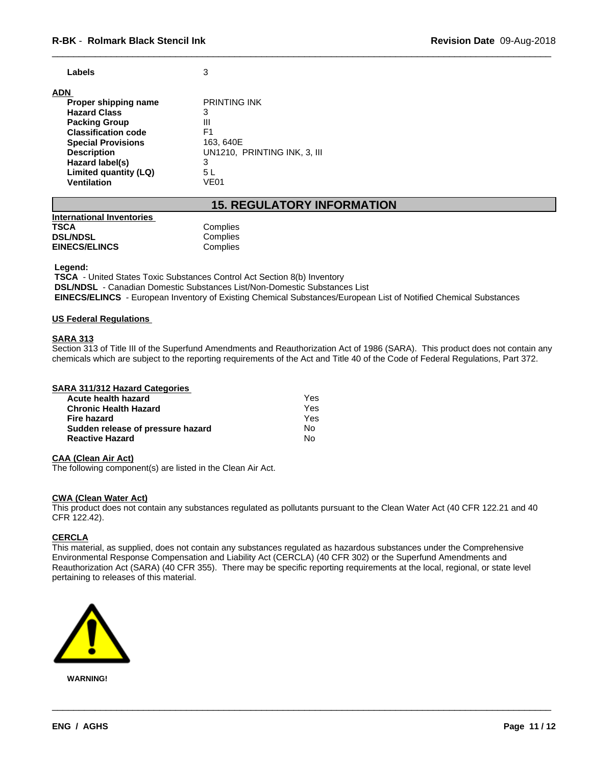| | |
|---|---|
| **Labels** | 3 |

**ADN**

| | |
|---|---|
| **Proper shipping name** | PRINTING INK |
| **Hazard Class** | 3 |
| **Packing Group** | III |
| **Classification code** | F1 |
| **Special Provisions** | 163, 640E |
| **Description** | UN1210, PRINTING INK, 3, III |
| **Hazard label(s)** | 3 |
| **Limited quantity (LQ)** | 5 L |
| **Ventilation** | VE01 |

## 15. REGULATORY INFORMATION

**International Inventories**

| | |
|---|---|
| **TSCA** | Complies |
| **DSL/NDSL** | Complies |
| **EINECS/ELINCS** | Complies |

**Legend:**
**TSCA** - United States Toxic Substances Control Act Section 8(b) Inventory
**DSL/NDSL** - Canadian Domestic Substances List/Non-Domestic Substances List
**EINECS/ELINCS** - European Inventory of Existing Chemical Substances/European List of Notified Chemical Substances

**US Federal Regulations**

**SARA 313**
Section 313 of Title III of the Superfund Amendments and Reauthorization Act of 1986 (SARA). This product does not contain any chemicals which are subject to the reporting requirements of the Act and Title 40 of the Code of Federal Regulations, Part 372.

**SARA 311/312 Hazard Categories**

| | |
|---|---|
| **Acute health hazard** | Yes |
| **Chronic Health Hazard** | Yes |
| **Fire hazard** | Yes |
| **Sudden release of pressure hazard** | No |
| **Reactive Hazard** | No |

**CAA (Clean Air Act)**
The following component(s) are listed in the Clean Air Act.

**CWA (Clean Water Act)**
This product does not contain any substances regulated as pollutants pursuant to the Clean Water Act (40 CFR 122.21 and 40 CFR 122.42).

**CERCLA**
This material, as supplied, does not contain any substances regulated as hazardous substances under the Comprehensive Environmental Response Compensation and Liability Act (CERCLA) (40 CFR 302) or the Superfund Amendments and Reauthorization Act (SARA) (40 CFR 355). There may be specific reporting requirements at the local, regional, or state level pertaining to releases of this material.

**WARNING!**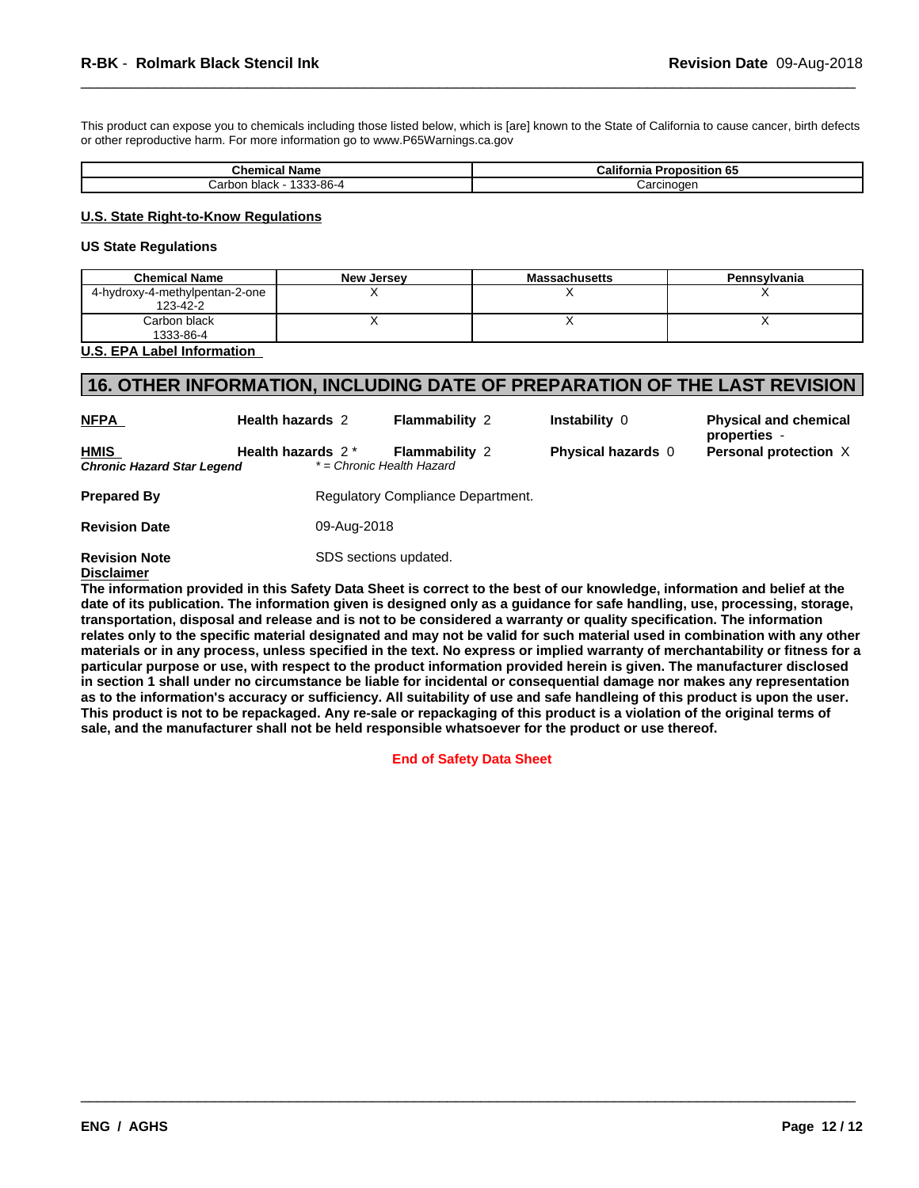This product can expose you to chemicals including those listed below, which is [are] known to the State of California to cause cancer, birth defects or other reproductive harm. For more information go to www.P65Warnings.ca.gov

| Chemical Name | California Proposition 65 |
|---|---|
| Carbon black - 1333-86-4 | Carcinogen |

**U.S. State Right-to-Know Regulations**

**US State Regulations**

| Chemical Name | New Jersey | Massachusetts | Pennsylvania |
|---|---|---|---|
| 4-hydroxy-4-methylpentan-2-one<br>123-42-2 | X | X | X |
| Carbon black<br>1333-86-4 | X | X | X |

**U.S. EPA Label Information**

## 16. OTHER INFORMATION, INCLUDING DATE OF PREPARATION OF THE LAST REVISION

| | | | | |
|---|---|---|---|---|
| **NFPA** | **Health hazards** 2 | **Flammability** 2 | **Instability** 0 | **Physical and chemical properties** - |
| **HMIS** | **Health hazards** 2 * | **Flammability** 2 | **Physical hazards** 0 | **Personal protection** X |

***Chronic Hazard Star Legend*** *\* = Chronic Health Hazard*

**Prepared By** Regulatory Compliance Department.

**Revision Date** 09-Aug-2018

**Revision Note** SDS sections updated.

**Disclaimer**

**The information provided in this Safety Data Sheet is correct to the best of our knowledge, information and belief at the date of its publication. The information given is designed only as a guidance for safe handling, use, processing, storage, transportation, disposal and release and is not to be considered a warranty or quality specification. The information relates only to the specific material designated and may not be valid for such material used in combination with any other materials or in any process, unless specified in the text. No express or implied warranty of merchantability or fitness for a particular purpose or use, with respect to the product information provided herein is given. The manufacturer disclosed in section 1 shall under no circumstance be liable for incidental or consequential damage nor makes any representation as to the information's accuracy or sufficiency. All suitability of use and safe handleing of this product is upon the user. This product is not to be repackaged. Any re-sale or repackaging of this product is a violation of the original terms of sale, and the manufacturer shall not be held responsible whatsoever for the product or use thereof.**

**End of Safety Data Sheet**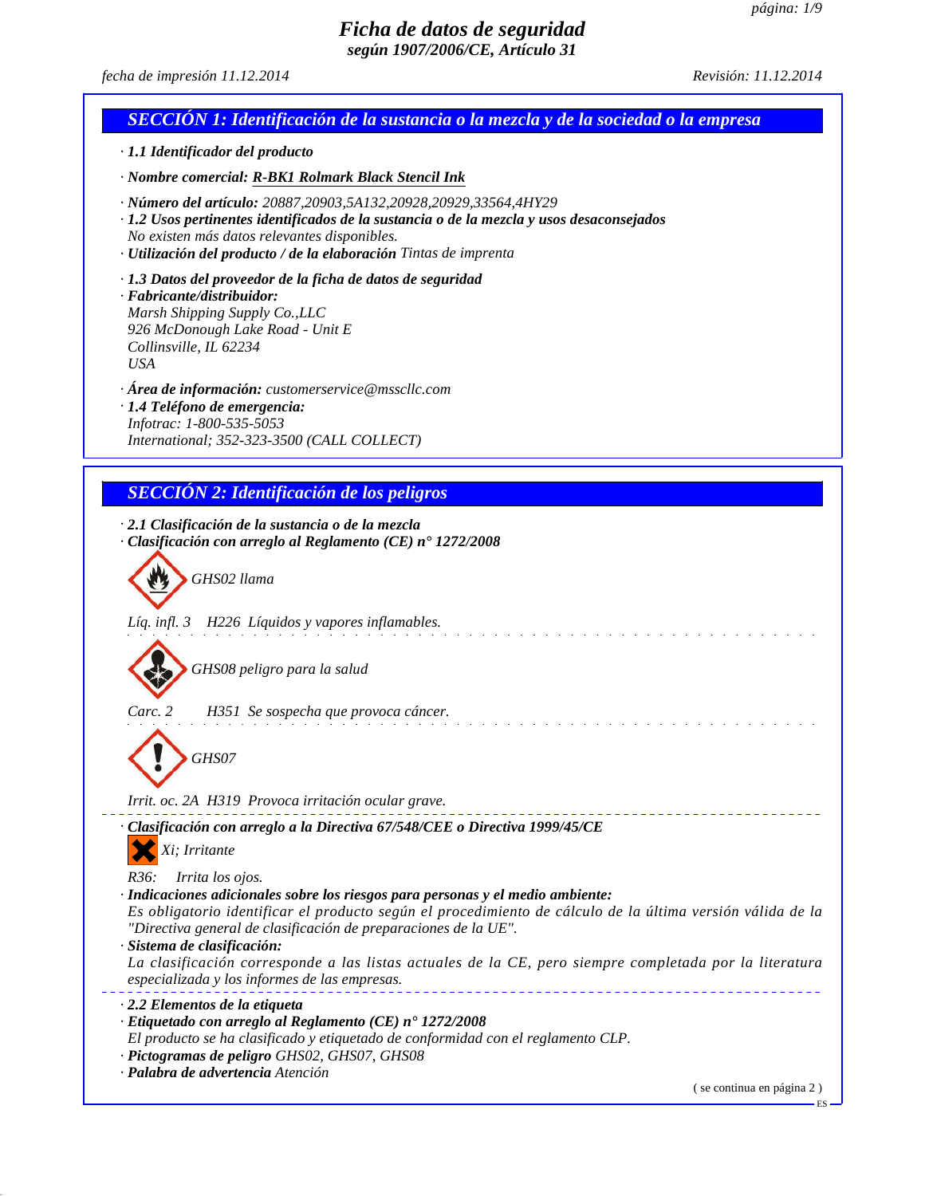# Ficha de datos de seguridad
**según 1907/2006/CE, Artículo 31**

*fecha de impresión 11.12.2014* *Revisión: 11.12.2014*

## SECCIÓN 1: Identificación de la sustancia o la mezcla y de la sociedad o la empresa

· **1.1 Identificador del producto**

· **Nombre comercial: R-BK1 Rolmark Black Stencil Ink**

· **Número del artículo:** 20887,20903,5A132,20928,20929,33564,4HY29
· **1.2 Usos pertinentes identificados de la sustancia o de la mezcla y usos desaconsejados**
No existen más datos relevantes disponibles.
· **Utilización del producto / de la elaboración** Tintas de imprenta

· **1.3 Datos del proveedor de la ficha de datos de seguridad**
· **Fabricante/distribuidor:**
Marsh Shipping Supply Co.,LLC
926 McDonough Lake Road - Unit E
Collinsville, IL 62234
USA

· **Área de información:** customerservice@mssсllc.com
· **1.4 Teléfono de emergencia:**
Infotrac: 1-800-535-5053
International; 352-323-3500 (CALL COLLECT)

## SECCIÓN 2: Identificación de los peligros

· **2.1 Clasificación de la sustancia o de la mezcla**
· **Clasificación con arreglo al Reglamento (CE) n° 1272/2008**

GHS02 llama

Líq. infl. 3 H226 Líquidos y vapores inflamables.

GHS08 peligro para la salud

Carc. 2 H351 Se sospecha que provoca cáncer.

GHS07

Irrit. oc. 2A H319 Provoca irritación ocular grave.

· **Clasificación con arreglo a la Directiva 67/548/CEE o Directiva 1999/45/CE**

Xi; Irritante

R36: Irrita los ojos.
· **Indicaciones adicionales sobre los riesgos para personas y el medio ambiente:**
Es obligatorio identificar el producto según el procedimiento de cálculo de la última versión válida de la "Directiva general de clasificación de preparaciones de la UE".
· **Sistema de clasificación:**
La clasificación corresponde a las listas actuales de la CE, pero siempre completada por la literatura especializada y los informes de las empresas.

· **2.2 Elementos de la etiqueta**
· **Etiquetado con arreglo al Reglamento (CE) n° 1272/2008**
El producto se ha clasificado y etiquetado de conformidad con el reglamento CLP.
· **Pictogramas de peligro** GHS02, GHS07, GHS08
· **Palabra de advertencia** Atención

( se continua en página 2 )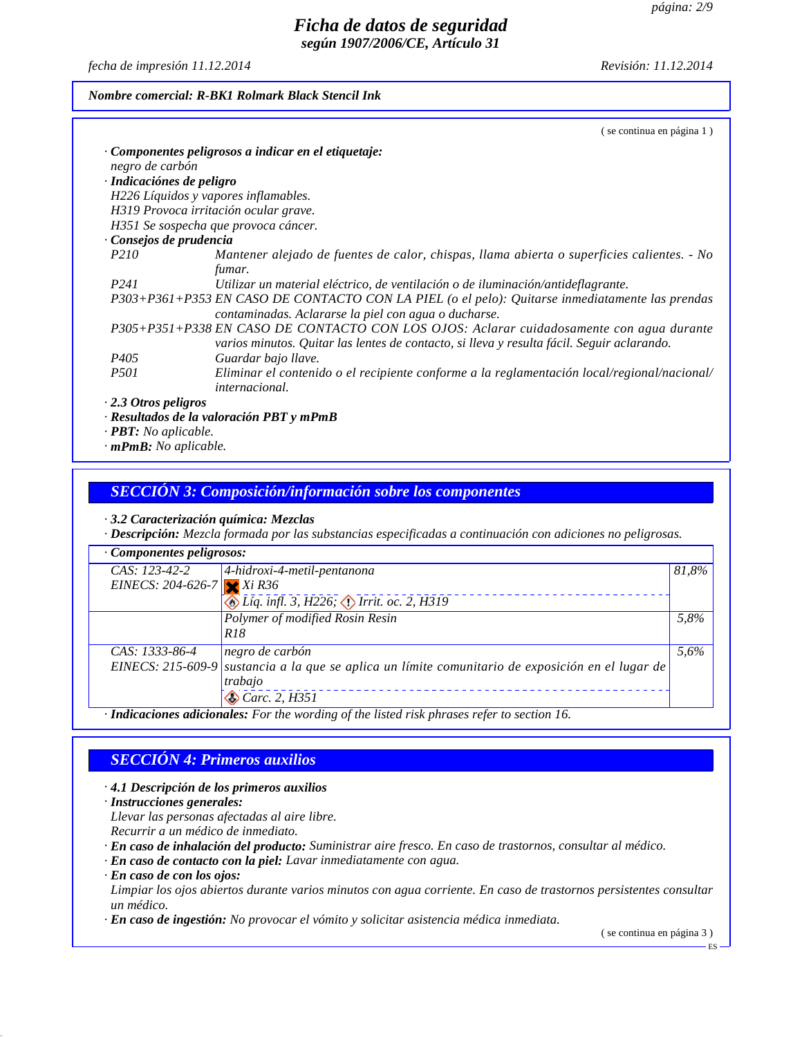# Ficha de datos de seguridad
**según 1907/2006/CE, Artículo 31**

*fecha de impresión 11.12.2014* — *Revisión: 11.12.2014*

**Nombre comercial: R-BK1 Rolmark Black Stencil Ink**

( se continua en página 1 )

· **Componentes peligrosos a indicar en el etiquetaje:**
negro de carbón

· **Indicaciónes de peligro**
H226 Líquidos y vapores inflamables.
H319 Provoca irritación ocular grave.
H351 Se sospecha que provoca cáncer.

· **Consejos de prudencia**

| | |
|---|---|
| P210 | Mantener alejado de fuentes de calor, chispas, llama abierta o superficies calientes. - No fumar. |
| P241 | Utilizar un material eléctrico, de ventilación o de iluminación/antideflagrante. |
| P303+P361+P353 | EN CASO DE CONTACTO CON LA PIEL (o el pelo): Quitarse inmediatamente las prendas contaminadas. Aclararse la piel con agua o ducharse. |
| P305+P351+P338 | EN CASO DE CONTACTO CON LOS OJOS: Aclarar cuidadosamente con agua durante varios minutos. Quitar las lentes de contacto, si lleva y resulta fácil. Seguir aclarando. |
| P405 | Guardar bajo llave. |
| P501 | Eliminar el contenido o el recipiente conforme a la reglamentación local/regional/nacional/internacional. |

· **2.3 Otros peligros**
· **Resultados de la valoración PBT y mPmB**
· **PBT:** No aplicable.
· **mPmB:** No aplicable.

## SECCIÓN 3: Composición/información sobre los componentes

· **3.2 Caracterización química: Mezclas**
· **Descripción:** Mezcla formada por las substancias especificadas a continuación con adiciones no peligrosas.

· **Componentes peligrosos:**

| | | |
|---|---|---|
| CAS: 123-42-2<br>EINECS: 204-626-7 | 4-hidroxi-4-metil-pentanona<br>Xi R36<br>Líq. infl. 3, H226; Irrit. oc. 2, H319 | 81,8% |
| | Polymer of modified Rosin Resin<br>R18 | 5,8% |
| CAS: 1333-86-4<br>EINECS: 215-609-9 | negro de carbón<br>sustancia a la que se aplica un límite comunitario de exposición en el lugar de trabajo<br>Carc. 2, H351 | 5,6% |

· **Indicaciones adicionales:** For the wording of the listed risk phrases refer to section 16.

## SECCIÓN 4: Primeros auxilios

· **4.1 Descripción de los primeros auxilios**
· **Instrucciones generales:**
Llevar las personas afectadas al aire libre.
Recurrir a un médico de inmediato.
· **En caso de inhalación del producto:** Suministrar aire fresco. En caso de trastornos, consultar al médico.
· **En caso de contacto con la piel:** Lavar inmediatamente con agua.
· **En caso de con los ojos:**
Limpiar los ojos abiertos durante varios minutos con agua corriente. En caso de trastornos persistentes consultar un médico.
· **En caso de ingestión:** No provocar el vómito y solicitar asistencia médica inmediata.

( se continua en página 3 )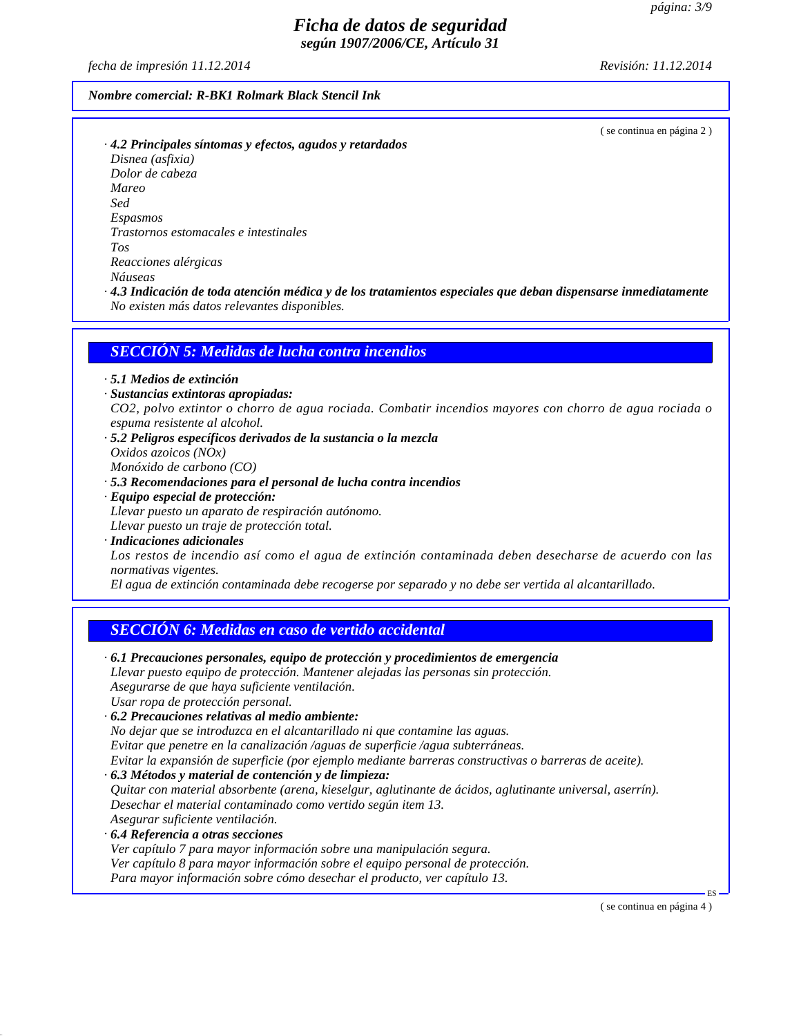*Nombre comercial: R-BK1 Rolmark Black Stencil Ink*

( se continua en página 2 )

· **4.2 Principales síntomas y efectos, agudos y retardados**
*Disnea (asfixia)*
*Dolor de cabeza*
*Mareo*
*Sed*
*Espasmos*
*Trastornos estomacales e intestinales*
*Tos*
*Reacciones alérgicas*
*Náuseas*

· **4.3 Indicación de toda atención médica y de los tratamientos especiales que deban dispensarse inmediatamente**
*No existen más datos relevantes disponibles.*

## SECCIÓN 5: Medidas de lucha contra incendios

· **5.1 Medios de extinción**
· **Sustancias extintoras apropiadas:**
*$CO_2$, polvo extintor o chorro de agua rociada. Combatir incendios mayores con chorro de agua rociada o espuma resistente al alcohol.*

· **5.2 Peligros específicos derivados de la sustancia o la mezcla**
*Oxidos azoicos (NOx)*
*Monóxido de carbono (CO)*

· **5.3 Recomendaciones para el personal de lucha contra incendios**
· **Equipo especial de protección:**
*Llevar puesto un aparato de respiración autónomo.*
*Llevar puesto un traje de protección total.*

· **Indicaciones adicionales**
*Los restos de incendio así como el agua de extinción contaminada deben desecharse de acuerdo con las normativas vigentes.*
*El agua de extinción contaminada debe recogerse por separado y no debe ser vertida al alcantarillado.*

## SECCIÓN 6: Medidas en caso de vertido accidental

· **6.1 Precauciones personales, equipo de protección y procedimientos de emergencia**
*Llevar puesto equipo de protección. Mantener alejadas las personas sin protección.*
*Asegurarse de que haya suficiente ventilación.*
*Usar ropa de protección personal.*

· **6.2 Precauciones relativas al medio ambiente:**
*No dejar que se introduzca en el alcantarillado ni que contamine las aguas.*
*Evitar que penetre en la canalización /aguas de superficie /agua subterráneas.*
*Evitar la expansión de superficie (por ejemplo mediante barreras constructivas o barreras de aceite).*

· **6.3 Métodos y material de contención y de limpieza:**
*Quitar con material absorbente (arena, kieselgur, aglutinante de ácidos, aglutinante universal, aserrín).*
*Desechar el material contaminado como vertido según item 13.*
*Asegurar suficiente ventilación.*

· **6.4 Referencia a otras secciones**
*Ver capítulo 7 para mayor información sobre una manipulación segura.*
*Ver capítulo 8 para mayor información sobre el equipo personal de protección.*
*Para mayor información sobre cómo desechar el producto, ver capítulo 13.*

( se continua en página 4 )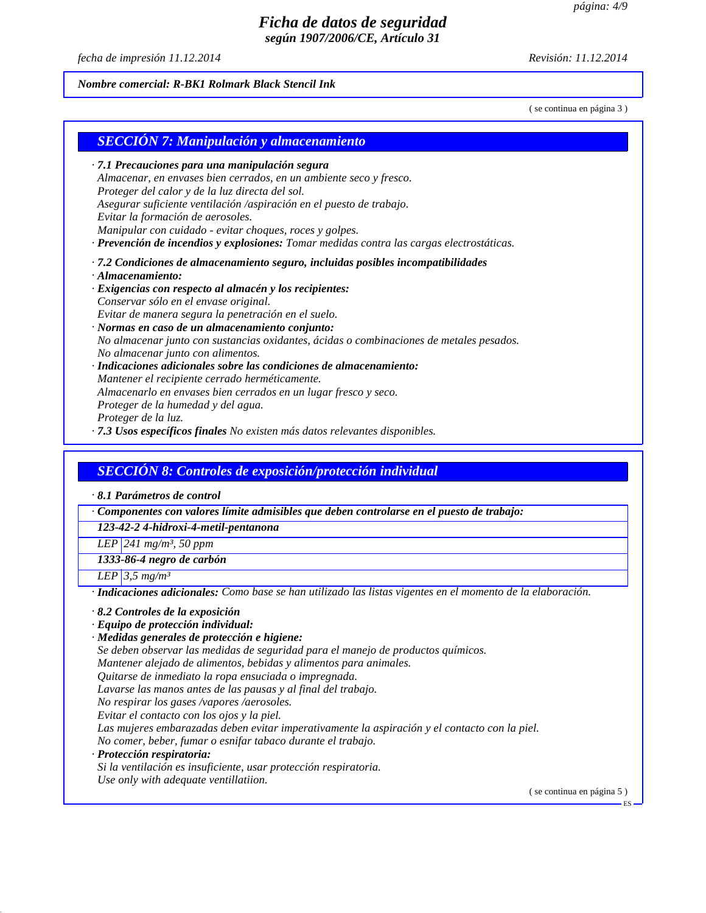# Ficha de datos de seguridad

**según 1907/2006/CE, Artículo 31**

*fecha de impresión 11.12.2014* *Revisión: 11.12.2014*

**Nombre comercial: R-BK1 Rolmark Black Stencil Ink**

( se continua en página 3 )

## SECCIÓN 7: Manipulación y almacenamiento

· **7.1 Precauciones para una manipulación segura**
Almacenar, en envases bien cerrados, en un ambiente seco y fresco.
Proteger del calor y de la luz directa del sol.
Asegurar suficiente ventilación /aspiración en el puesto de trabajo.
Evitar la formación de aerosoles.
Manipular con cuidado - evitar choques, roces y golpes.
· **Prevención de incendios y explosiones:** Tomar medidas contra las cargas electrostáticas.

· **7.2 Condiciones de almacenamiento seguro, incluidas posibles incompatibilidades**
· **Almacenamiento:**
· **Exigencias con respecto al almacén y los recipientes:**
Conservar sólo en el envase original.
Evitar de manera segura la penetración en el suelo.
· **Normas en caso de un almacenamiento conjunto:**
No almacenar junto con sustancias oxidantes, ácidas o combinaciones de metales pesados.
No almacenar junto con alimentos.
· **Indicaciones adicionales sobre las condiciones de almacenamiento:**
Mantener el recipiente cerrado herméticamente.
Almacenarlo en envases bien cerrados en un lugar fresco y seco.
Proteger de la humedad y del agua.
Proteger de la luz.
· **7.3 Usos específicos finales** No existen más datos relevantes disponibles.

## SECCIÓN 8: Controles de exposición/protección individual

· **8.1 Parámetros de control**

| · Componentes con valores límite admisibles que deben controlarse en el puesto de trabajo: | |
|---|---|
| **123-42-2 4-hidroxi-4-metil-pentanona** | |
| LEP | 241 mg/m³, 50 ppm |
| **1333-86-4 negro de carbón** | |
| LEP | 3,5 mg/m³ |

· **Indicaciones adicionales:** Como base se han utilizado las listas vigentes en el momento de la elaboración.

· **8.2 Controles de la exposición**
· **Equipo de protección individual:**
· **Medidas generales de protección e higiene:**
Se deben observar las medidas de seguridad para el manejo de productos químicos.
Mantener alejado de alimentos, bebidas y alimentos para animales.
Quitarse de inmediato la ropa ensuciada o impregnada.
Lavarse las manos antes de las pausas y al final del trabajo.
No respirar los gases /vapores /aerosoles.
Evitar el contacto con los ojos y la piel.
Las mujeres embarazadas deben evitar imperativamente la aspiración y el contacto con la piel.
No comer, beber, fumar o esnifar tabaco durante el trabajo.
· **Protección respiratoria:**
Si la ventilación es insuficiente, usar protección respiratoria.
Use only with adequate ventillatiion.

( se continua en página 5 )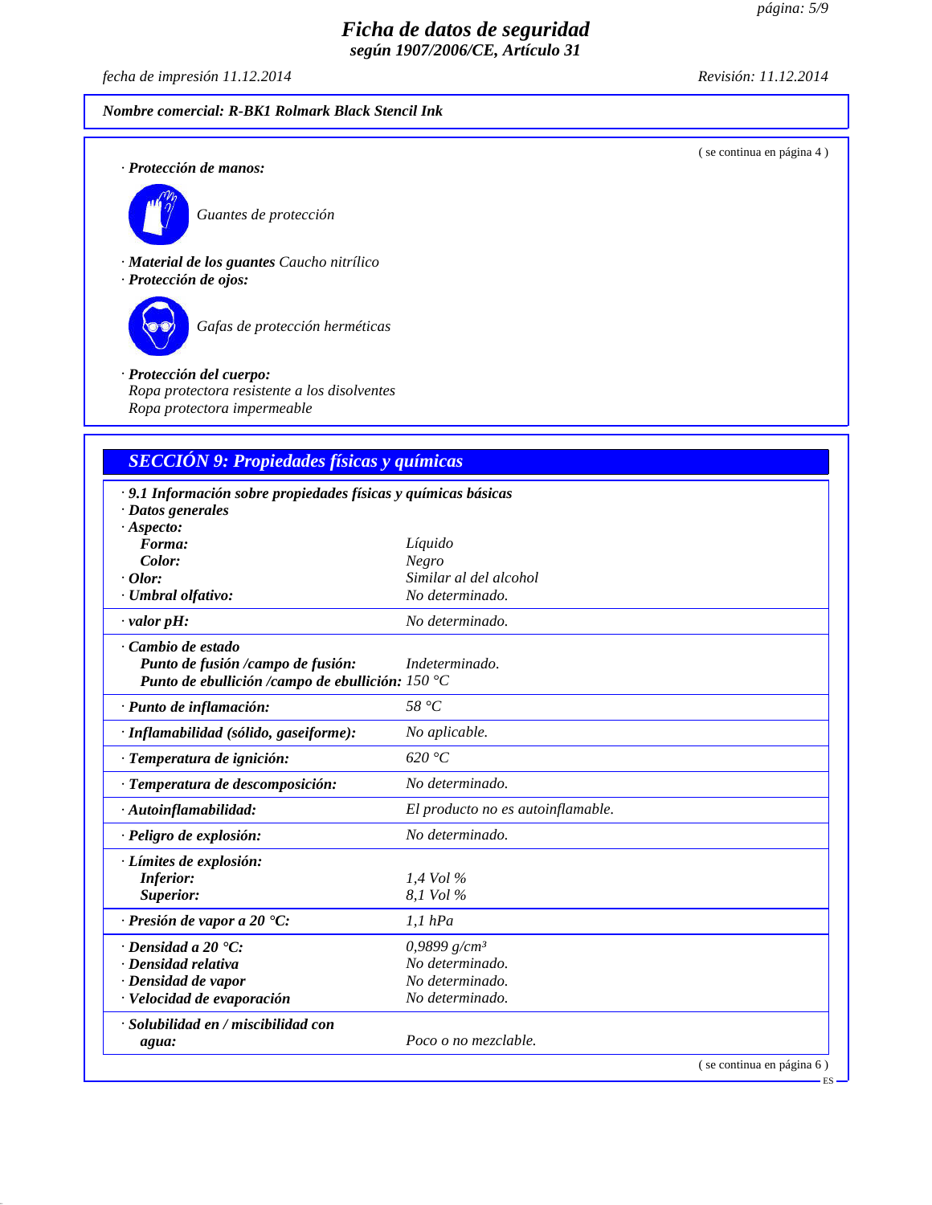*Nombre comercial: R-BK1 Rolmark Black Stencil Ink*

( se continua en página 4 )

· **Protección de manos:**

*Guantes de protección*

· **Material de los guantes** *Caucho nitrílico*

· **Protección de ojos:**

*Gafas de protección herméticas*

· **Protección del cuerpo:**
*Ropa protectora resistente a los disolventes*
*Ropa protectora impermeable*

## SECCIÓN 9: Propiedades físicas y químicas

· **9.1 Información sobre propiedades físicas y químicas básicas**
· **Datos generales**

| | |
|---|---|
| · **Aspecto:** | |
| **Forma:** | *Líquido* |
| **Color:** | *Negro* |
| · **Olor:** | *Similar al del alcohol* |
| · **Umbral olfativo:** | *No determinado.* |
| · **valor pH:** | *No determinado.* |
| · **Cambio de estado** | |
| **Punto de fusión /campo de fusión:** | *Indeterminado.* |
| **Punto de ebullición /campo de ebullición:** | *150 °C* |
| · **Punto de inflamación:** | *58 °C* |
| · **Inflamabilidad (sólido, gaseiforme):** | *No aplicable.* |
| · **Temperatura de ignición:** | *620 °C* |
| · **Temperatura de descomposición:** | *No determinado.* |
| · **Autoinflamabilidad:** | *El producto no es autoinflamable.* |
| · **Peligro de explosión:** | *No determinado.* |
| · **Límites de explosión:** | |
| **Inferior:** | *1,4 Vol %* |
| **Superior:** | *8,1 Vol %* |
| · **Presión de vapor a 20 °C:** | *1,1 hPa* |
| · **Densidad a 20 °C:** | *0,9899 g/cm³* |
| · **Densidad relativa** | *No determinado.* |
| · **Densidad de vapor** | *No determinado.* |
| · **Velocidad de evaporación** | *No determinado.* |
| · **Solubilidad en / miscibilidad con agua:** | *Poco o no mezclable.* |

( se continua en página 6 )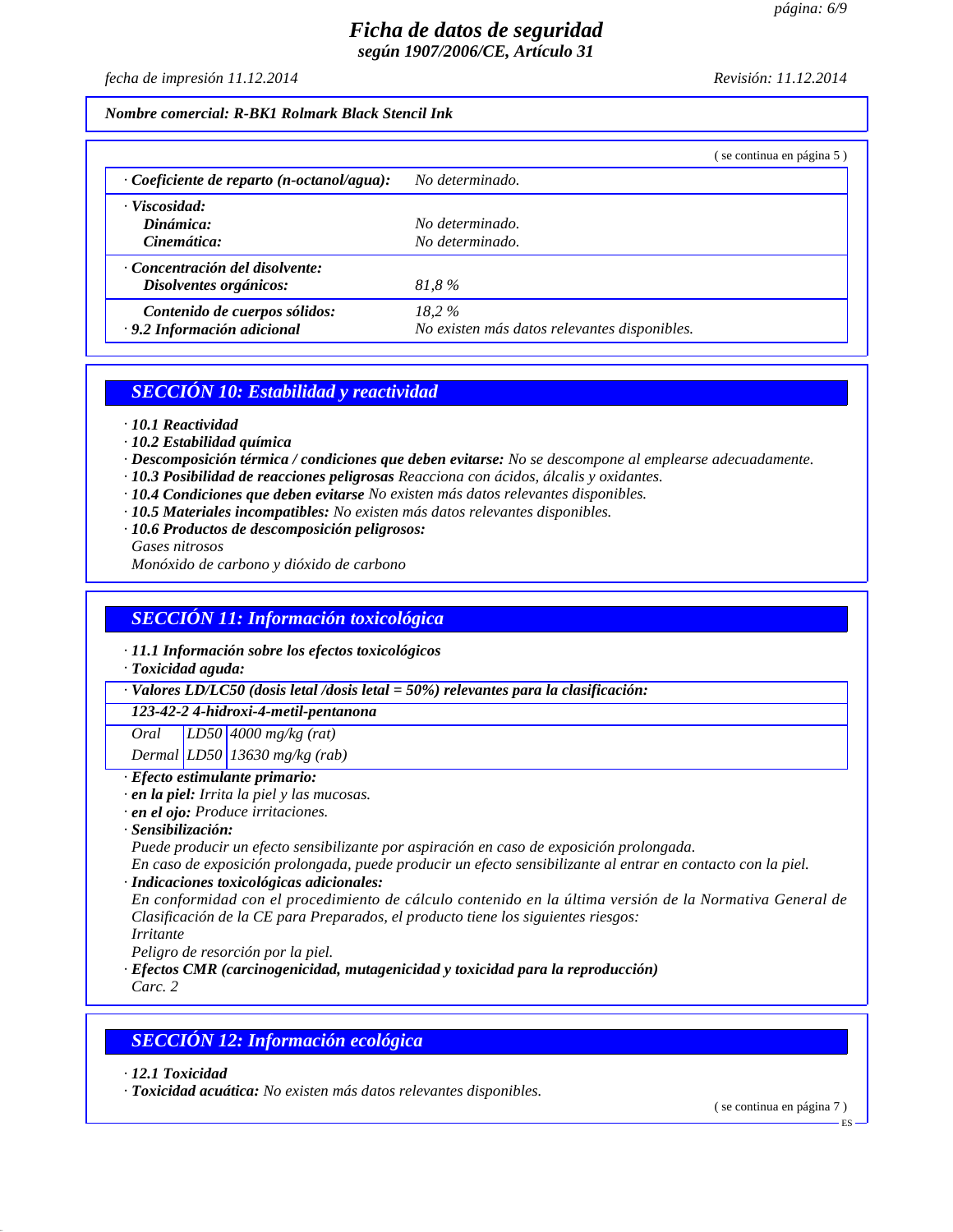*Ficha de datos de seguridad*
*según 1907/2006/CE, Artículo 31*

*fecha de impresión 11.12.2014* *Revisión: 11.12.2014*

**Nombre comercial: R-BK1 Rolmark Black Stencil Ink**

( se continua en página 5 )

| | |
|---|---|
| · **Coeficiente de reparto (n-octanol/agua):** | No determinado. |
| · **Viscosidad:** | |
| **Dinámica:** | No determinado. |
| **Cinemática:** | No determinado. |
| · **Concentración del disolvente:** | |
| **Disolventes orgánicos:** | 81,8 % |
| **Contenido de cuerpos sólidos:** | 18,2 % |
| · **9.2 Información adicional** | No existen más datos relevantes disponibles. |

## SECCIÓN 10: Estabilidad y reactividad

· **10.1 Reactividad**
· **10.2 Estabilidad química**
· **Descomposición térmica / condiciones que deben evitarse:** No se descompone al emplearse adecuadamente.
· **10.3 Posibilidad de reacciones peligrosas** Reacciona con ácidos, álcalis y oxidantes.
· **10.4 Condiciones que deben evitarse** No existen más datos relevantes disponibles.
· **10.5 Materiales incompatibles:** No existen más datos relevantes disponibles.
· **10.6 Productos de descomposición peligrosos:**
Gases nitrosos
Monóxido de carbono y dióxido de carbono

## SECCIÓN 11: Información toxicológica

· **11.1 Información sobre los efectos toxicológicos**
· **Toxicidad aguda:**

| · **Valores LD/LC50 (dosis letal /dosis letal = 50%) relevantes para la clasificación:** | | |
|---|---|---|
| **123-42-2 4-hidroxi-4-metil-pentanona** | | |
| Oral | LD50 | 4000 mg/kg (rat) |
| Dermal | LD50 | 13630 mg/kg (rab) |

· **Efecto estimulante primario:**
· **en la piel:** Irrita la piel y las mucosas.
· **en el ojo:** Produce irritaciones.
· **Sensibilización:**
Puede producir un efecto sensibilizante por aspiración en caso de exposición prolongada.
En caso de exposición prolongada, puede producir un efecto sensibilizante al entrar en contacto con la piel.
· **Indicaciones toxicológicas adicionales:**
En conformidad con el procedimiento de cálculo contenido en la última versión de la Normativa General de Clasificación de la CE para Preparados, el producto tiene los siguientes riesgos:
Irritante
Peligro de resorción por la piel.
· **Efectos CMR (carcinogenicidad, mutagenicidad y toxicidad para la reproducción)**
Carc. 2

## SECCIÓN 12: Información ecológica

· **12.1 Toxicidad**
· **Toxicidad acuática:** No existen más datos relevantes disponibles.

( se continua en página 7 )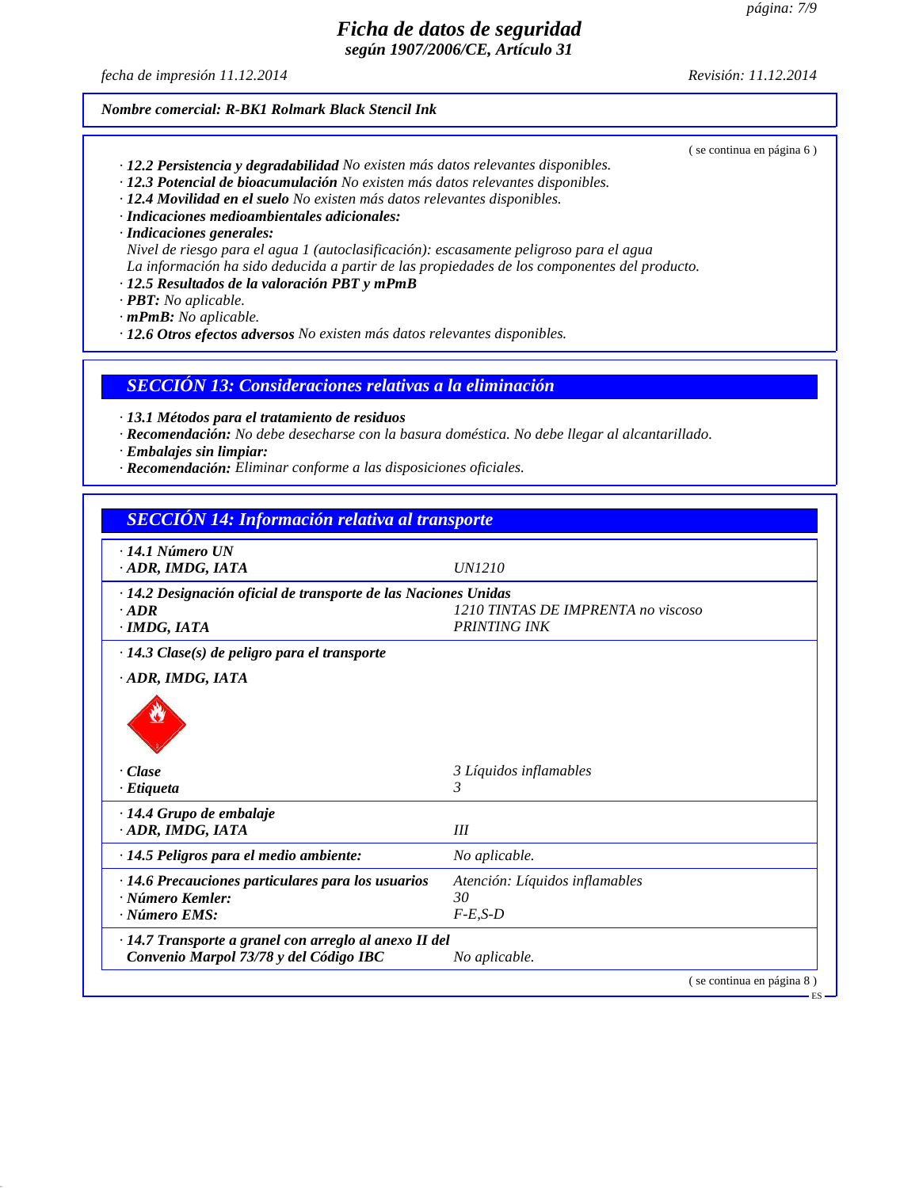Nombre comercial: **R-BK1 Rolmark Black Stencil Ink**

( se continua en página 6 )

· **12.2 Persistencia y degradabilidad** No existen más datos relevantes disponibles.
· **12.3 Potencial de bioacumulación** No existen más datos relevantes disponibles.
· **12.4 Movilidad en el suelo** No existen más datos relevantes disponibles.
· **Indicaciones medioambientales adicionales:**
· **Indicaciones generales:**
Nivel de riesgo para el agua 1 (autoclasificación): escasamente peligroso para el agua
La información ha sido deducida a partir de las propiedades de los componentes del producto.
· **12.5 Resultados de la valoración PBT y mPmB**
· **PBT:** No aplicable.
· **mPmB:** No aplicable.
· **12.6 Otros efectos adversos** No existen más datos relevantes disponibles.

## SECCIÓN 13: Consideraciones relativas a la eliminación

· **13.1 Métodos para el tratamiento de residuos**
· **Recomendación:** No debe desecharse con la basura doméstica. No debe llegar al alcantarillado.
· **Embalajes sin limpiar:**
· **Recomendación:** Eliminar conforme a las disposiciones oficiales.

## SECCIÓN 14: Información relativa al transporte

| | |
|---|---|
| · **14.1 Número UN** | |
| · **ADR, IMDG, IATA** | UN1210 |
| · **14.2 Designación oficial de transporte de las Naciones Unidas** | |
| · **ADR** | 1210 TINTAS DE IMPRENTA no viscoso |
| · **IMDG, IATA** | PRINTING INK |
| · **14.3 Clase(s) de peligro para el transporte** | |
| · **ADR, IMDG, IATA** | |
| · **Clase** | 3 Líquidos inflamables |
| · **Etiqueta** | 3 |
| · **14.4 Grupo de embalaje** | |
| · **ADR, IMDG, IATA** | III |
| · **14.5 Peligros para el medio ambiente:** | No aplicable. |
| · **14.6 Precauciones particulares para los usuarios** | Atención: Líquidos inflamables |
| · **Número Kemler:** | 30 |
| · **Número EMS:** | F-E,S-D |
| · **14.7 Transporte a granel con arreglo al anexo II del Convenio Marpol 73/78 y del Código IBC** | No aplicable. |

( se continua en página 8 )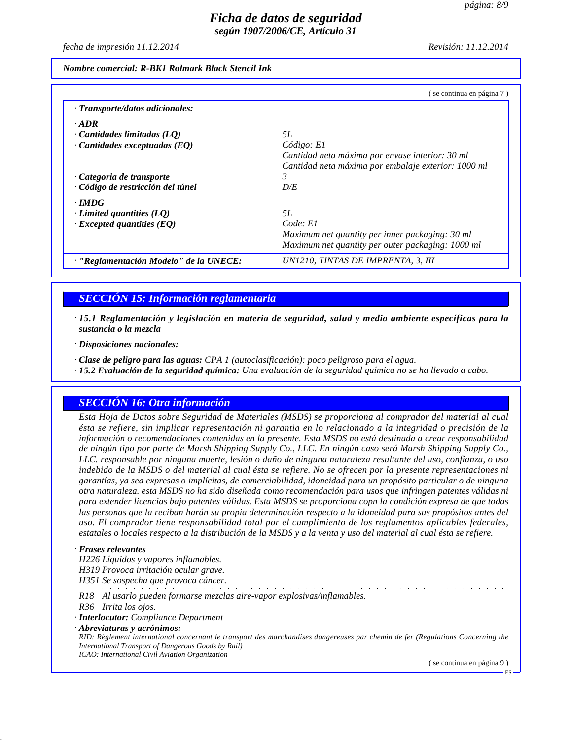*Nombre comercial: R-BK1 Rolmark Black Stencil Ink*

( se continua en página 7 )

· *Transporte/datos adicionales:*

| | |
|---|---|
| · ***ADR*** | |
| · ***Cantidades limitadas (LQ)*** | *5L* |
| · ***Cantidades exceptuadas (EQ)*** | *Código: E1*<br>*Cantidad neta máxima por envase interior: 30 ml*<br>*Cantidad neta máxima por embalaje exterior: 1000 ml* |
| · ***Categoria de transporte*** | *3* |
| · ***Código de restricción del túnel*** | *D/E* |
| · ***IMDG*** | |
| · ***Limited quantities (LQ)*** | *5L* |
| · ***Excepted quantities (EQ)*** | *Code: E1*<br>*Maximum net quantity per inner packaging: 30 ml*<br>*Maximum net quantity per outer packaging: 1000 ml* |
| · ***"Reglamentación Modelo" de la UNECE:*** | *UN1210, TINTAS DE IMPRENTA, 3, III* |

## *SECCIÓN 15: Información reglamentaria*

· ***15.1 Reglamentación y legislación en materia de seguridad, salud y medio ambiente específicas para la sustancia o la mezcla***

· ***Disposiciones nacionales:***

· ***Clase de peligro para las aguas:*** *CPA 1 (autoclasificación): poco peligroso para el agua.*
· ***15.2 Evaluación de la seguridad química:*** *Una evaluación de la seguridad química no se ha llevado a cabo.*

## *SECCIÓN 16: Otra información*

*Esta Hoja de Datos sobre Seguridad de Materiales (MSDS) se proporciona al comprador del material al cual ésta se refiere, sin implicar representación ni garantia en lo relacionado a la integridad o precisión de la información o recomendaciones contenidas en la presente. Esta MSDS no está destinada a crear responsabilidad de ningún tipo por parte de Marsh Shipping Supply Co., LLC. En ningún caso será Marsh Shipping Supply Co., LLC. responsable por ninguna muerte, lesión o daño de ninguna naturaleza resultante del uso, confianza, o uso indebido de la MSDS o del material al cual ésta se refiere. No se ofrecen por la presente representaciones ni garantías, ya sea expresas o implícitas, de comerciabilidad, idoneidad para un propósito particular o de ninguna otra naturaleza. esta MSDS no ha sido diseñada como recomendación para usos que infringen patentes válidas ni para extender licencias bajo patentes válidas. Esta MSDS se proporciona copn la condición expresa de que todas las personas que la reciban harán su propia determinación respecto a la idoneidad para sus propósitos antes del uso. El comprador tiene responsabilidad total por el cumplimiento de los reglamentos aplicables federales, estatales o locales respecto a la distribución de la MSDS y a la venta y uso del material al cual ésta se refiere.*

· ***Frases relevantes***
*H226 Líquidos y vapores inflamables.*
*H319 Provoca irritación ocular grave.*
*H351 Se sospecha que provoca cáncer.*

*R18 Al usarlo pueden formarse mezclas aire-vapor explosivas/inflamables.*
*R36 Irrita los ojos.*
· ***Interlocutor:*** *Compliance Department*
· ***Abreviaturas y acrónimos:***
*RID: Règlement international concernant le transport des marchandises dangereuses par chemin de fer (Regulations Concerning the International Transport of Dangerous Goods by Rail)*
*ICAO: International Civil Aviation Organization*

( se continua en página 9 )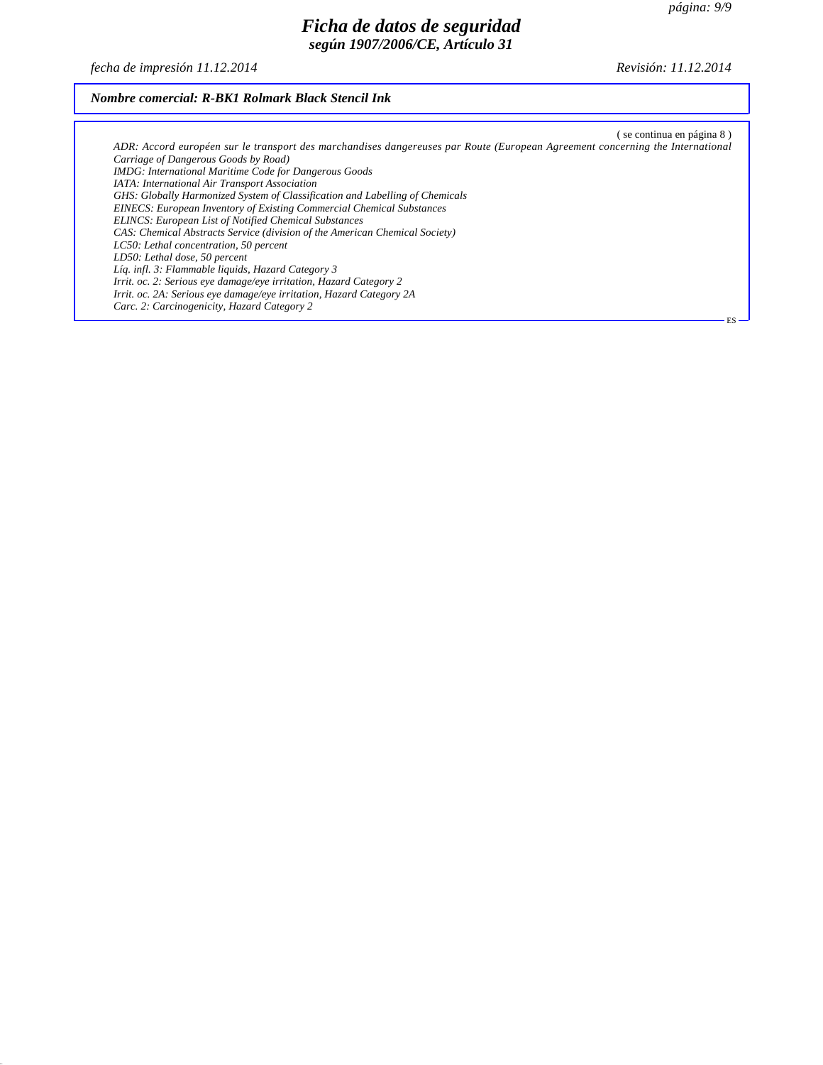( se continua en página 8 )

*ADR: Accord européen sur le transport des marchandises dangereuses par Route (European Agreement concerning the International Carriage of Dangerous Goods by Road)*
*IMDG: International Maritime Code for Dangerous Goods*
*IATA: International Air Transport Association*
*GHS: Globally Harmonized System of Classification and Labelling of Chemicals*
*EINECS: European Inventory of Existing Commercial Chemical Substances*
*ELINCS: European List of Notified Chemical Substances*
*CAS: Chemical Abstracts Service (division of the American Chemical Society)*
*LC50: Lethal concentration, 50 percent*
*LD50: Lethal dose, 50 percent*
*Líq. infl. 3: Flammable liquids, Hazard Category 3*
*Irrit. oc. 2: Serious eye damage/eye irritation, Hazard Category 2*
*Irrit. oc. 2A: Serious eye damage/eye irritation, Hazard Category 2A*
*Carc. 2: Carcinogenicity, Hazard Category 2*